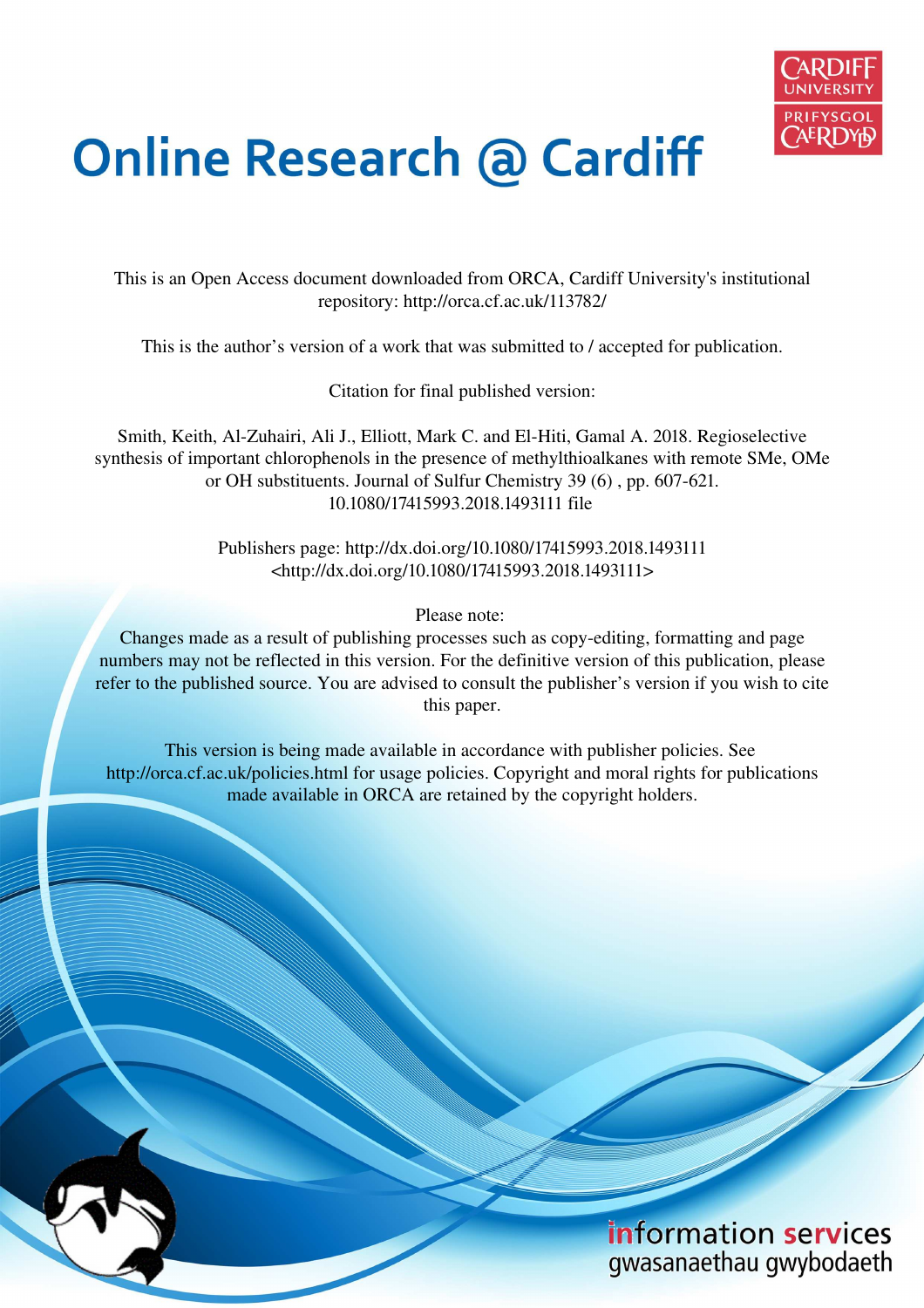# Online Research @ Cardiff

This is an Open Access document downloaded from ORCA, Cardiff University's institutional repository: http://orca.cf.ac.uk/113782/

This is the author's version of a work that was submitted to / accepted for publication.

Citation for final published version:

Smith, Keith, Al-Zuhairi, Ali J., Elliott, Mark C. and El-Hiti, Gamal A. 2018. Regioselective synthesis of important chlorophenols in the presence of methylthioalkanes with remote SMe, OMe or OH substituents. Journal of Sulfur Chemistry 39 (6) , pp. 607-621. 10.1080/17415993.2018.1493111 file

Publishers page: http://dx.doi.org/10.1080/17415993.2018.1493111 <http://dx.doi.org/10.1080/17415993.2018.1493111>

Please note:
Changes made as a result of publishing processes such as copy-editing, formatting and page numbers may not be reflected in this version. For the definitive version of this publication, please refer to the published source. You are advised to consult the publisher's version if you wish to cite this paper.

This version is being made available in accordance with publisher policies. See http://orca.cf.ac.uk/policies.html for usage policies. Copyright and moral rights for publications made available in ORCA are retained by the copyright holders.

information services
gwasanaethau gwybodaeth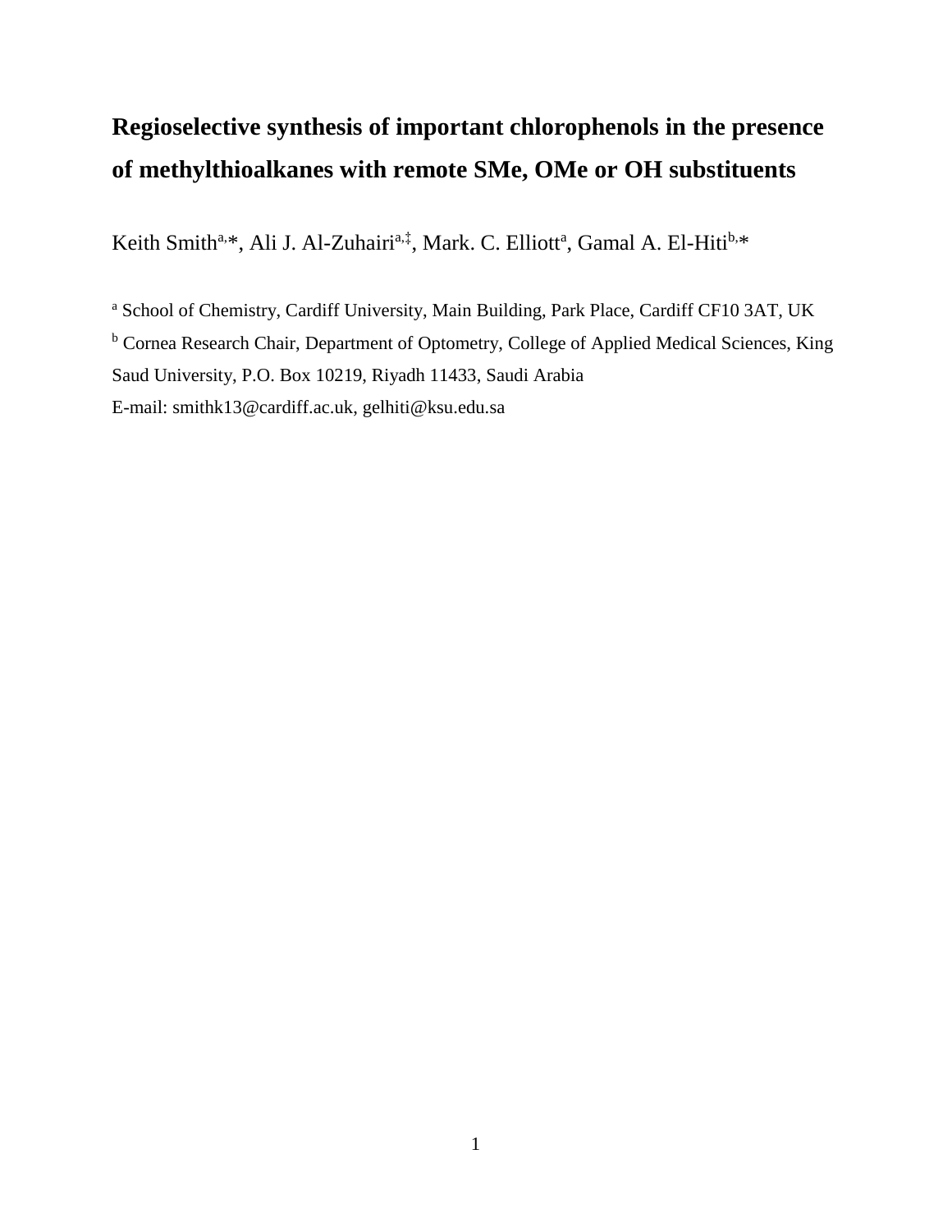# Regioselective synthesis of important chlorophenols in the presence of methylthioalkanes with remote SMe, OMe or OH substituents

Keith Smith[a,*], Ali J. Al-Zuhairi[a,‡], Mark. C. Elliott[a], Gamal A. El-Hiti[b,*]

[a] School of Chemistry, Cardiff University, Main Building, Park Place, Cardiff CF10 3AT, UK

[b] Cornea Research Chair, Department of Optometry, College of Applied Medical Sciences, King Saud University, P.O. Box 10219, Riyadh 11433, Saudi Arabia

E-mail: smithk13@cardiff.ac.uk, gelhiti@ksu.edu.sa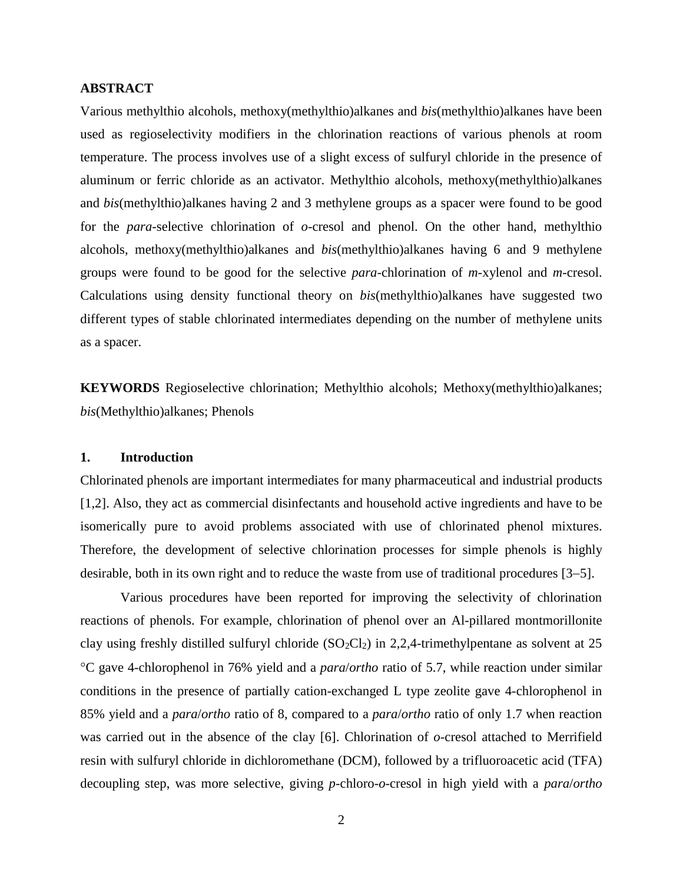## ABSTRACT

Various methylthio alcohols, methoxy(methylthio)alkanes and *bis*(methylthio)alkanes have been used as regioselectivity modifiers in the chlorination reactions of various phenols at room temperature. The process involves use of a slight excess of sulfuryl chloride in the presence of aluminum or ferric chloride as an activator. Methylthio alcohols, methoxy(methylthio)alkanes and *bis*(methylthio)alkanes having 2 and 3 methylene groups as a spacer were found to be good for the *para*-selective chlorination of *o*-cresol and phenol. On the other hand, methylthio alcohols, methoxy(methylthio)alkanes and *bis*(methylthio)alkanes having 6 and 9 methylene groups were found to be good for the selective *para*-chlorination of *m*-xylenol and *m*-cresol. Calculations using density functional theory on *bis*(methylthio)alkanes have suggested two different types of stable chlorinated intermediates depending on the number of methylene units as a spacer.

**KEYWORDS** Regioselective chlorination; Methylthio alcohols; Methoxy(methylthio)alkanes; *bis*(Methylthio)alkanes; Phenols

## 1. Introduction

Chlorinated phenols are important intermediates for many pharmaceutical and industrial products [1,2]. Also, they act as commercial disinfectants and household active ingredients and have to be isomerically pure to avoid problems associated with use of chlorinated phenol mixtures. Therefore, the development of selective chlorination processes for simple phenols is highly desirable, both in its own right and to reduce the waste from use of traditional procedures [3–5].

Various procedures have been reported for improving the selectivity of chlorination reactions of phenols. For example, chlorination of phenol over an Al-pillared montmorillonite clay using freshly distilled sulfuryl chloride ($SO_2Cl_2$) in 2,2,4-trimethylpentane as solvent at 25 °C gave 4-chlorophenol in 76% yield and a *para*/*ortho* ratio of 5.7, while reaction under similar conditions in the presence of partially cation-exchanged L type zeolite gave 4-chlorophenol in 85% yield and a *para*/*ortho* ratio of 8, compared to a *para*/*ortho* ratio of only 1.7 when reaction was carried out in the absence of the clay [6]. Chlorination of *o*-cresol attached to Merrifield resin with sulfuryl chloride in dichloromethane (DCM), followed by a trifluoroacetic acid (TFA) decoupling step, was more selective, giving *p*-chloro-*o*-cresol in high yield with a *para*/*ortho*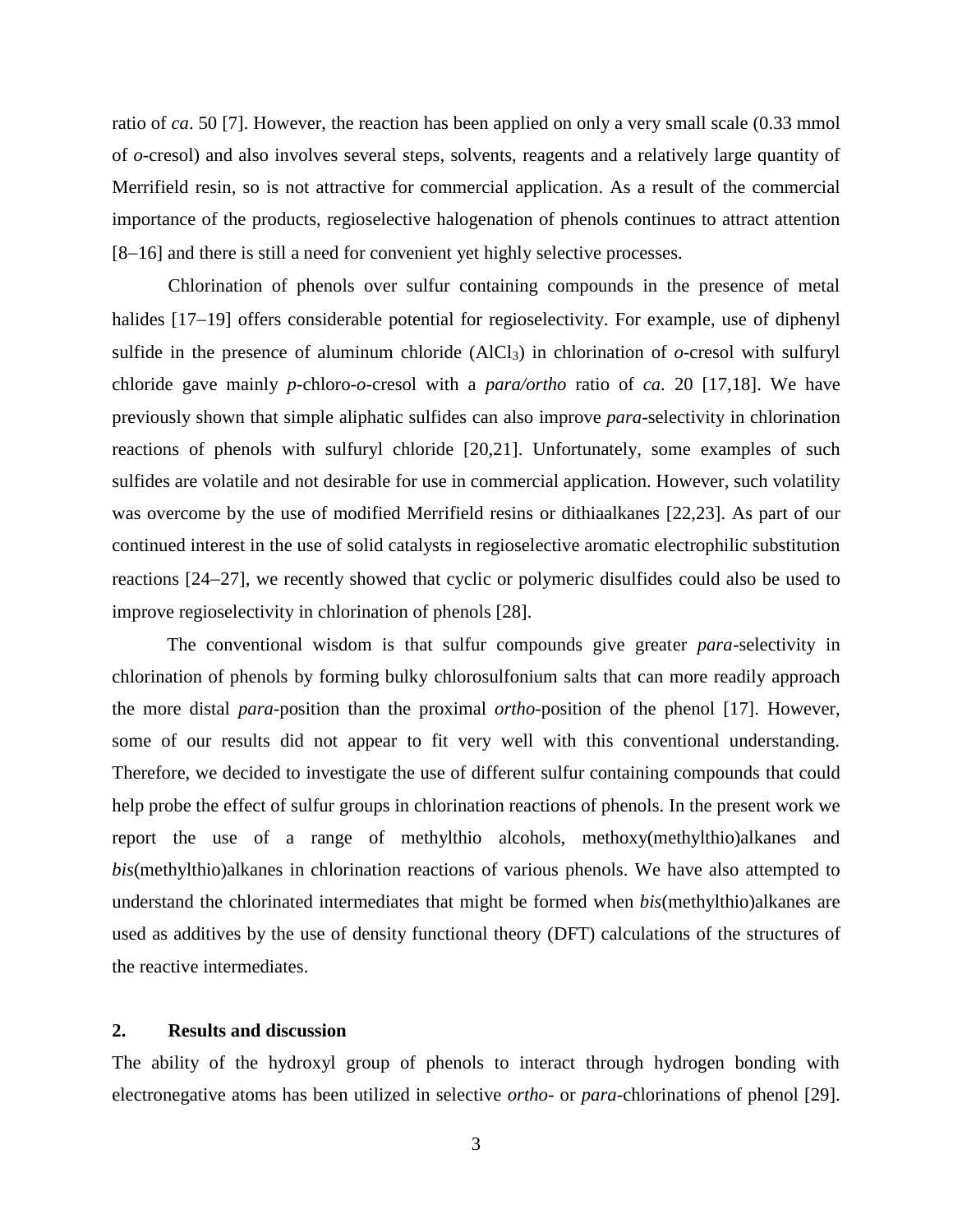ratio of *ca*. 50 [7]. However, the reaction has been applied on only a very small scale (0.33 mmol of *o*-cresol) and also involves several steps, solvents, reagents and a relatively large quantity of Merrifield resin, so is not attractive for commercial application. As a result of the commercial importance of the products, regioselective halogenation of phenols continues to attract attention [8−16] and there is still a need for convenient yet highly selective processes.

Chlorination of phenols over sulfur containing compounds in the presence of metal halides [17−19] offers considerable potential for regioselectivity. For example, use of diphenyl sulfide in the presence of aluminum chloride ($AlCl_3$) in chlorination of *o*-cresol with sulfuryl chloride gave mainly *p*-chloro-*o*-cresol with a *para/ortho* ratio of *ca*. 20 [17,18]. We have previously shown that simple aliphatic sulfides can also improve *para*-selectivity in chlorination reactions of phenols with sulfuryl chloride [20,21]. Unfortunately, some examples of such sulfides are volatile and not desirable for use in commercial application. However, such volatility was overcome by the use of modified Merrifield resins or dithiaalkanes [22,23]. As part of our continued interest in the use of solid catalysts in regioselective aromatic electrophilic substitution reactions [24−27], we recently showed that cyclic or polymeric disulfides could also be used to improve regioselectivity in chlorination of phenols [28].

The conventional wisdom is that sulfur compounds give greater *para*-selectivity in chlorination of phenols by forming bulky chlorosulfonium salts that can more readily approach the more distal *para*-position than the proximal *ortho*-position of the phenol [17]. However, some of our results did not appear to fit very well with this conventional understanding. Therefore, we decided to investigate the use of different sulfur containing compounds that could help probe the effect of sulfur groups in chlorination reactions of phenols. In the present work we report the use of a range of methylthio alcohols, methoxy(methylthio)alkanes and *bis*(methylthio)alkanes in chlorination reactions of various phenols. We have also attempted to understand the chlorinated intermediates that might be formed when *bis*(methylthio)alkanes are used as additives by the use of density functional theory (DFT) calculations of the structures of the reactive intermediates.

## 2. Results and discussion

The ability of the hydroxyl group of phenols to interact through hydrogen bonding with electronegative atoms has been utilized in selective *ortho*- or *para*-chlorinations of phenol [29].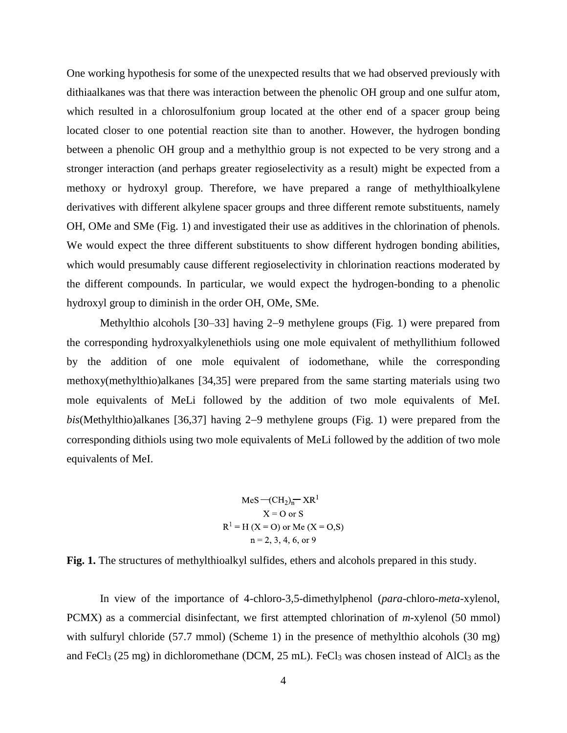One working hypothesis for some of the unexpected results that we had observed previously with dithiaalkanes was that there was interaction between the phenolic OH group and one sulfur atom, which resulted in a chlorosulfonium group located at the other end of a spacer group being located closer to one potential reaction site than to another. However, the hydrogen bonding between a phenolic OH group and a methylthio group is not expected to be very strong and a stronger interaction (and perhaps greater regioselectivity as a result) might be expected from a methoxy or hydroxyl group. Therefore, we have prepared a range of methylthioalkylene derivatives with different alkylene spacer groups and three different remote substituents, namely OH, OMe and SMe (Fig. 1) and investigated their use as additives in the chlorination of phenols. We would expect the three different substituents to show different hydrogen bonding abilities, which would presumably cause different regioselectivity in chlorination reactions moderated by the different compounds. In particular, we would expect the hydrogen-bonding to a phenolic hydroxyl group to diminish in the order OH, OMe, SMe.

Methylthio alcohols [30–33] having 2–9 methylene groups (Fig. 1) were prepared from the corresponding hydroxyalkylenethiols using one mole equivalent of methyllithium followed by the addition of one mole equivalent of iodomethane, while the corresponding methoxy(methylthio)alkanes [34,35] were prepared from the same starting materials using two mole equivalents of MeLi followed by the addition of two mole equivalents of MeI. *bis*(Methylthio)alkanes [36,37] having 2–9 methylene groups (Fig. 1) were prepared from the corresponding dithiols using two mole equivalents of MeLi followed by the addition of two mole equivalents of MeI.

$$\mathrm{MeS{-}(CH_2)_n{-}XR^1}$$

$$\mathrm{X = O \text{ or } S}$$

$$\mathrm{R^1 = H\ (X = O) \text{ or } Me\ (X = O,S)}$$

$$n = 2, 3, 4, 6, \text{ or } 9$$

**Fig. 1.** The structures of methylthioalkyl sulfides, ethers and alcohols prepared in this study.

In view of the importance of 4-chloro-3,5-dimethylphenol (*para*-chloro-*meta*-xylenol, PCMX) as a commercial disinfectant, we first attempted chlorination of *m*-xylenol (50 mmol) with sulfuryl chloride (57.7 mmol) (Scheme 1) in the presence of methylthio alcohols (30 mg) and $FeCl_3$ (25 mg) in dichloromethane (DCM, 25 mL). $FeCl_3$ was chosen instead of $AlCl_3$ as the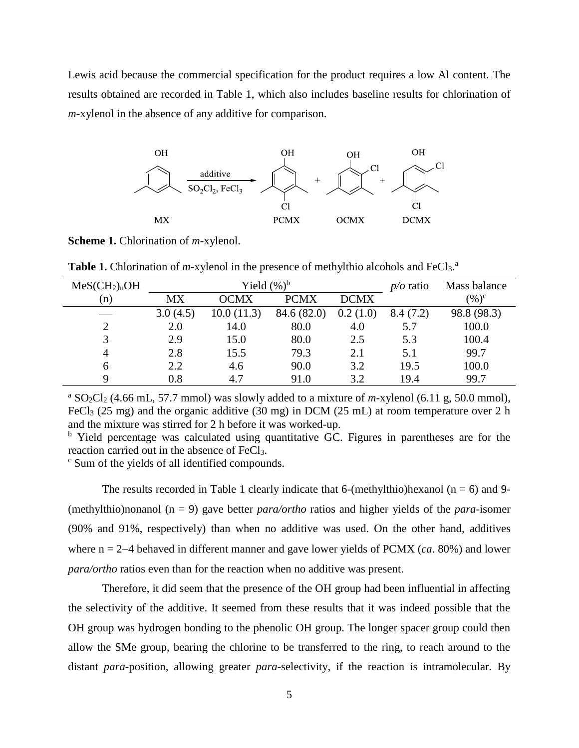Lewis acid because the commercial specification for the product requires a low Al content. The results obtained are recorded in Table 1, which also includes baseline results for chlorination of *m*-xylenol in the absence of any additive for comparison.

**Scheme 1.** Chlorination of *m*-xylenol.

**Table 1.** Chlorination of *m*-xylenol in the presence of methylthio alcohols and $FeCl_3$.[a]

| $MeS(CH_2)_nOH$ (n) | Yield (%)[b] | | | | *p/o* ratio | Mass balance (%)[c] |
|---|---|---|---|---|---|---|
| | MX | OCMX | PCMX | DCMX | | |
| — | 3.0 (4.5) | 10.0 (11.3) | 84.6 (82.0) | 0.2 (1.0) | 8.4 (7.2) | 98.8 (98.3) |
| 2 | 2.0 | 14.0 | 80.0 | 4.0 | 5.7 | 100.0 |
| 3 | 2.9 | 15.0 | 80.0 | 2.5 | 5.3 | 100.4 |
| 4 | 2.8 | 15.5 | 79.3 | 2.1 | 5.1 | 99.7 |
| 6 | 2.2 | 4.6 | 90.0 | 3.2 | 19.5 | 100.0 |
| 9 | 0.8 | 4.7 | 91.0 | 3.2 | 19.4 | 99.7 |

[a] $SO_2Cl_2$ (4.66 mL, 57.7 mmol) was slowly added to a mixture of *m*-xylenol (6.11 g, 50.0 mmol), $FeCl_3$ (25 mg) and the organic additive (30 mg) in DCM (25 mL) at room temperature over 2 h and the mixture was stirred for 2 h before it was worked-up.
[b] Yield percentage was calculated using quantitative GC. Figures in parentheses are for the reaction carried out in the absence of $FeCl_3$.
[c] Sum of the yields of all identified compounds.

The results recorded in Table 1 clearly indicate that 6-(methylthio)hexanol (n = 6) and 9-(methylthio)nonanol (n = 9) gave better *para/ortho* ratios and higher yields of the *para*-isomer (90% and 91%, respectively) than when no additive was used. On the other hand, additives where n = 2–4 behaved in different manner and gave lower yields of PCMX (*ca*. 80%) and lower *para/ortho* ratios even than for the reaction when no additive was present.

Therefore, it did seem that the presence of the OH group had been influential in affecting the selectivity of the additive. It seemed from these results that it was indeed possible that the OH group was hydrogen bonding to the phenolic OH group. The longer spacer group could then allow the SMe group, bearing the chlorine to be transferred to the ring, to reach around to the distant *para*-position, allowing greater *para*-selectivity, if the reaction is intramolecular. By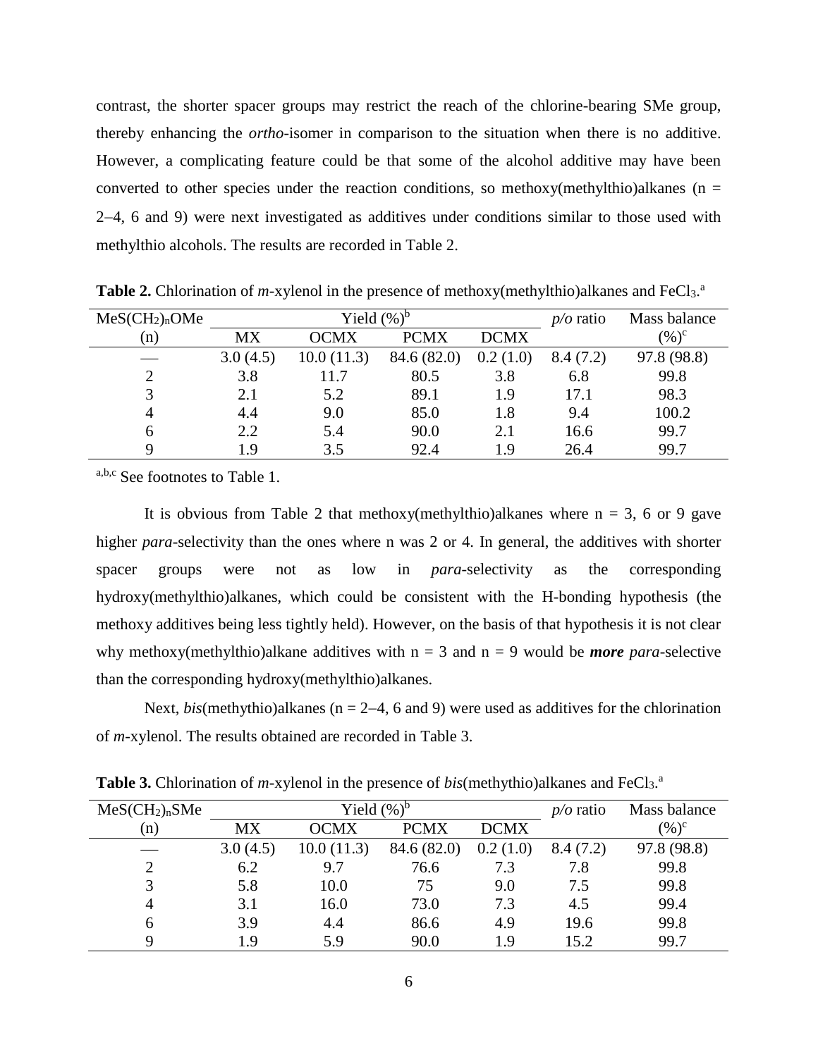contrast, the shorter spacer groups may restrict the reach of the chlorine-bearing SMe group, thereby enhancing the *ortho*-isomer in comparison to the situation when there is no additive. However, a complicating feature could be that some of the alcohol additive may have been converted to other species under the reaction conditions, so methoxy(methylthio)alkanes (n = 2–4, 6 and 9) were next investigated as additives under conditions similar to those used with methylthio alcohols. The results are recorded in Table 2.

**Table 2.** Chlorination of *m*-xylenol in the presence of methoxy(methylthio)alkanes and $FeCl_3$.[a]

| $MeS(CH_2)_nOMe$ (n) | Yield (%)[b] | | | | *p/o* ratio | Mass balance (%)[c] |
|---|---|---|---|---|---|---|
| | MX | OCMX | PCMX | DCMX | | |
| — | 3.0 (4.5) | 10.0 (11.3) | 84.6 (82.0) | 0.2 (1.0) | 8.4 (7.2) | 97.8 (98.8) |
| 2 | 3.8 | 11.7 | 80.5 | 3.8 | 6.8 | 99.8 |
| 3 | 2.1 | 5.2 | 89.1 | 1.9 | 17.1 | 98.3 |
| 4 | 4.4 | 9.0 | 85.0 | 1.8 | 9.4 | 100.2 |
| 6 | 2.2 | 5.4 | 90.0 | 2.1 | 16.6 | 99.7 |
| 9 | 1.9 | 3.5 | 92.4 | 1.9 | 26.4 | 99.7 |

[a,b,c] See footnotes to Table 1.

It is obvious from Table 2 that methoxy(methylthio)alkanes where n = 3, 6 or 9 gave higher *para*-selectivity than the ones where n was 2 or 4. In general, the additives with shorter spacer groups were not as low in *para*-selectivity as the corresponding hydroxy(methylthio)alkanes, which could be consistent with the H-bonding hypothesis (the methoxy additives being less tightly held). However, on the basis of that hypothesis it is not clear why methoxy(methylthio)alkane additives with n = 3 and n = 9 would be ***more*** *para*-selective than the corresponding hydroxy(methylthio)alkanes.

Next, *bis*(methythio)alkanes (n = 2–4, 6 and 9) were used as additives for the chlorination of *m*-xylenol. The results obtained are recorded in Table 3.

**Table 3.** Chlorination of *m*-xylenol in the presence of *bis*(methythio)alkanes and $FeCl_3$.[a]

| $MeS(CH_2)_nSMe$ (n) | Yield (%)[b] | | | | *p/o* ratio | Mass balance (%)[c] |
|---|---|---|---|---|---|---|
| | MX | OCMX | PCMX | DCMX | | |
| — | 3.0 (4.5) | 10.0 (11.3) | 84.6 (82.0) | 0.2 (1.0) | 8.4 (7.2) | 97.8 (98.8) |
| 2 | 6.2 | 9.7 | 76.6 | 7.3 | 7.8 | 99.8 |
| 3 | 5.8 | 10.0 | 75 | 9.0 | 7.5 | 99.8 |
| 4 | 3.1 | 16.0 | 73.0 | 7.3 | 4.5 | 99.4 |
| 6 | 3.9 | 4.4 | 86.6 | 4.9 | 19.6 | 99.8 |
| 9 | 1.9 | 5.9 | 90.0 | 1.9 | 15.2 | 99.7 |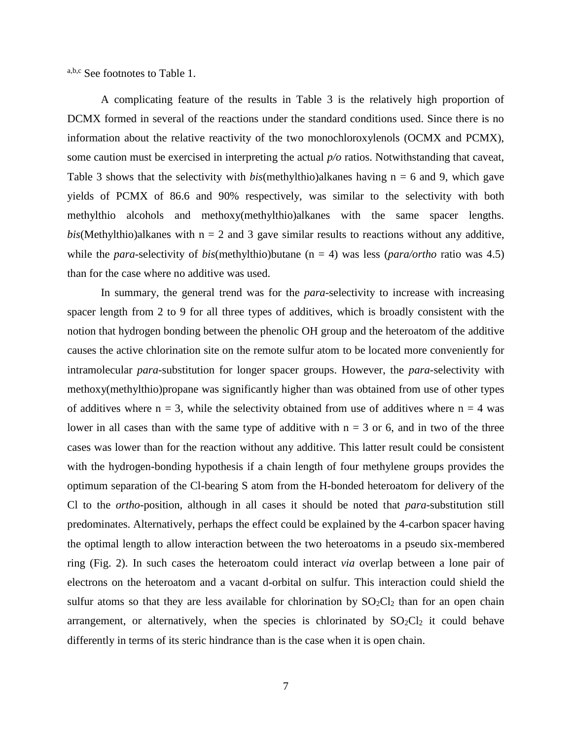[a,b,c] See footnotes to Table 1.

A complicating feature of the results in Table 3 is the relatively high proportion of DCMX formed in several of the reactions under the standard conditions used. Since there is no information about the relative reactivity of the two monochloroxylenols (OCMX and PCMX), some caution must be exercised in interpreting the actual *p/o* ratios. Notwithstanding that caveat, Table 3 shows that the selectivity with *bis*(methylthio)alkanes having n = 6 and 9, which gave yields of PCMX of 86.6 and 90% respectively, was similar to the selectivity with both methylthio alcohols and methoxy(methylthio)alkanes with the same spacer lengths. *bis*(Methylthio)alkanes with n = 2 and 3 gave similar results to reactions without any additive, while the *para*-selectivity of *bis*(methylthio)butane (n = 4) was less (*para/ortho* ratio was 4.5) than for the case where no additive was used.

In summary, the general trend was for the *para*-selectivity to increase with increasing spacer length from 2 to 9 for all three types of additives, which is broadly consistent with the notion that hydrogen bonding between the phenolic OH group and the heteroatom of the additive causes the active chlorination site on the remote sulfur atom to be located more conveniently for intramolecular *para*-substitution for longer spacer groups. However, the *para*-selectivity with methoxy(methylthio)propane was significantly higher than was obtained from use of other types of additives where n = 3, while the selectivity obtained from use of additives where n = 4 was lower in all cases than with the same type of additive with n = 3 or 6, and in two of the three cases was lower than for the reaction without any additive. This latter result could be consistent with the hydrogen-bonding hypothesis if a chain length of four methylene groups provides the optimum separation of the Cl-bearing S atom from the H-bonded heteroatom for delivery of the Cl to the *ortho*-position, although in all cases it should be noted that *para*-substitution still predominates. Alternatively, perhaps the effect could be explained by the 4-carbon spacer having the optimal length to allow interaction between the two heteroatoms in a pseudo six-membered ring (Fig. 2). In such cases the heteroatom could interact *via* overlap between a lone pair of electrons on the heteroatom and a vacant d-orbital on sulfur. This interaction could shield the sulfur atoms so that they are less available for chlorination by $SO_2Cl_2$ than for an open chain arrangement, or alternatively, when the species is chlorinated by $SO_2Cl_2$ it could behave differently in terms of its steric hindrance than is the case when it is open chain.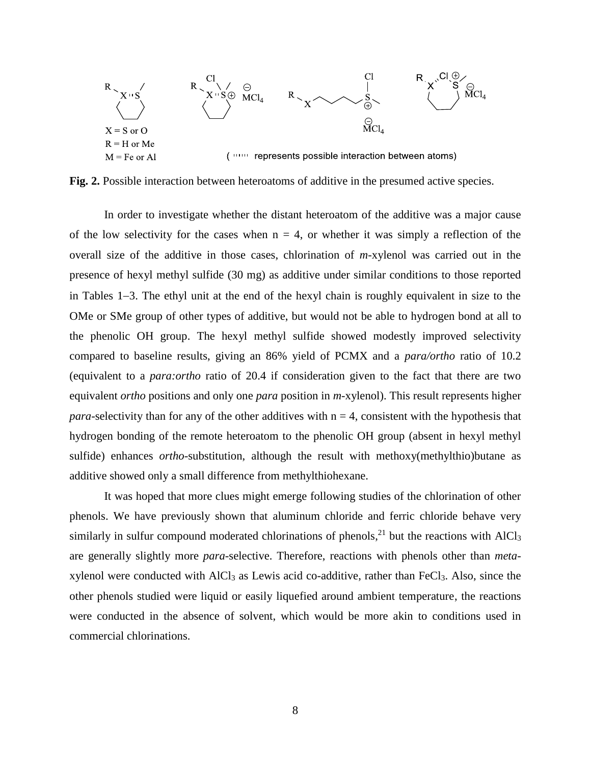X = S or O
R = H or Me
M = Fe or Al

( ''''' represents possible interaction between atoms)

**Fig. 2.** Possible interaction between heteroatoms of additive in the presumed active species.

In order to investigate whether the distant heteroatom of the additive was a major cause of the low selectivity for the cases when n = 4, or whether it was simply a reflection of the overall size of the additive in those cases, chlorination of *m*-xylenol was carried out in the presence of hexyl methyl sulfide (30 mg) as additive under similar conditions to those reported in Tables 1–3. The ethyl unit at the end of the hexyl chain is roughly equivalent in size to the OMe or SMe group of other types of additive, but would not be able to hydrogen bond at all to the phenolic OH group. The hexyl methyl sulfide showed modestly improved selectivity compared to baseline results, giving an 86% yield of PCMX and a *para/ortho* ratio of 10.2 (equivalent to a *para:ortho* ratio of 20.4 if consideration given to the fact that there are two equivalent *ortho* positions and only one *para* position in *m*-xylenol). This result represents higher *para*-selectivity than for any of the other additives with n = 4, consistent with the hypothesis that hydrogen bonding of the remote heteroatom to the phenolic OH group (absent in hexyl methyl sulfide) enhances *ortho*-substitution, although the result with methoxy(methylthio)butane as additive showed only a small difference from methylthiohexane.

It was hoped that more clues might emerge following studies of the chlorination of other phenols. We have previously shown that aluminum chloride and ferric chloride behave very similarly in sulfur compound moderated chlorinations of phenols,[21] but the reactions with $AlCl_3$ are generally slightly more *para*-selective. Therefore, reactions with phenols other than *meta*-xylenol were conducted with $AlCl_3$ as Lewis acid co-additive, rather than $FeCl_3$. Also, since the other phenols studied were liquid or easily liquefied around ambient temperature, the reactions were conducted in the absence of solvent, which would be more akin to conditions used in commercial chlorinations.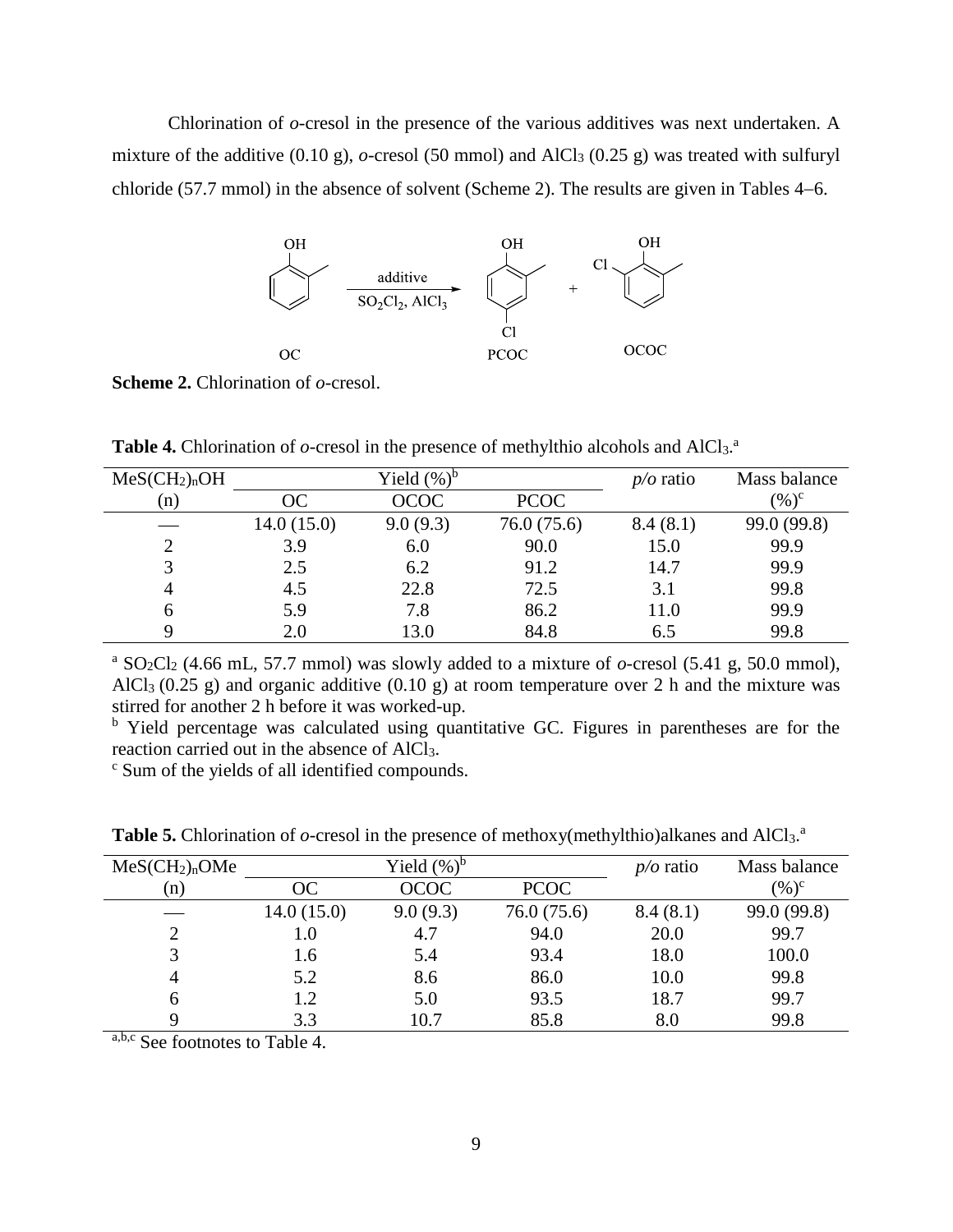Chlorination of *o*-cresol in the presence of the various additives was next undertaken. A mixture of the additive (0.10 g), *o*-cresol (50 mmol) and $AlCl_3$ (0.25 g) was treated with sulfuryl chloride (57.7 mmol) in the absence of solvent (Scheme 2). The results are given in Tables 4–6.

**Scheme 2.** Chlorination of *o*-cresol.

**Table 4.** Chlorination of *o*-cresol in the presence of methylthio alcohols and $AlCl_3$.[a]

| $MeS(CH_2)_nOH$ (n) | Yield (%)[b] OC | OCOC | PCOC | *p/o* ratio | Mass balance (%)[c] |
|---|---|---|---|---|---|
| — | 14.0 (15.0) | 9.0 (9.3) | 76.0 (75.6) | 8.4 (8.1) | 99.0 (99.8) |
| 2 | 3.9 | 6.0 | 90.0 | 15.0 | 99.9 |
| 3 | 2.5 | 6.2 | 91.2 | 14.7 | 99.9 |
| 4 | 4.5 | 22.8 | 72.5 | 3.1 | 99.8 |
| 6 | 5.9 | 7.8 | 86.2 | 11.0 | 99.9 |
| 9 | 2.0 | 13.0 | 84.8 | 6.5 | 99.8 |

[a] $SO_2Cl_2$ (4.66 mL, 57.7 mmol) was slowly added to a mixture of *o*-cresol (5.41 g, 50.0 mmol), $AlCl_3$ (0.25 g) and organic additive (0.10 g) at room temperature over 2 h and the mixture was stirred for another 2 h before it was worked-up.
[b] Yield percentage was calculated using quantitative GC. Figures in parentheses are for the reaction carried out in the absence of $AlCl_3$.
[c] Sum of the yields of all identified compounds.

**Table 5.** Chlorination of *o*-cresol in the presence of methoxy(methylthio)alkanes and $AlCl_3$.[a]

| $MeS(CH_2)_nOMe$ (n) | Yield (%)[b] OC | OCOC | PCOC | *p/o* ratio | Mass balance (%)[c] |
|---|---|---|---|---|---|
| — | 14.0 (15.0) | 9.0 (9.3) | 76.0 (75.6) | 8.4 (8.1) | 99.0 (99.8) |
| 2 | 1.0 | 4.7 | 94.0 | 20.0 | 99.7 |
| 3 | 1.6 | 5.4 | 93.4 | 18.0 | 100.0 |
| 4 | 5.2 | 8.6 | 86.0 | 10.0 | 99.8 |
| 6 | 1.2 | 5.0 | 93.5 | 18.7 | 99.7 |
| 9 | 3.3 | 10.7 | 85.8 | 8.0 | 99.8 |

[a,b,c] See footnotes to Table 4.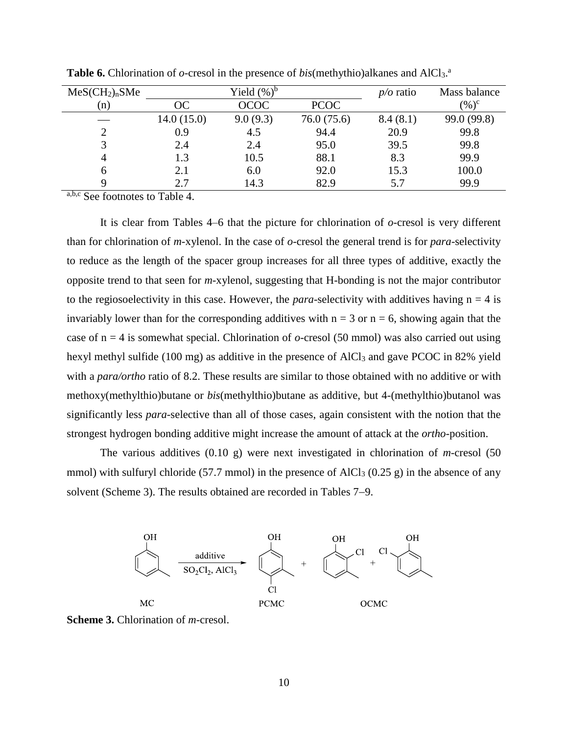**Table 6.** Chlorination of *o*-cresol in the presence of *bis*(methythio)alkanes and $AlCl_3$.[a]

| $MeS(CH_2)_nSMe$ (n) | Yield (%)[b] OC | OCOC | PCOC | *p/o* ratio | Mass balance (%)[c] |
|---|---|---|---|---|---|
| — | 14.0 (15.0) | 9.0 (9.3) | 76.0 (75.6) | 8.4 (8.1) | 99.0 (99.8) |
| 2 | 0.9 | 4.5 | 94.4 | 20.9 | 99.8 |
| 3 | 2.4 | 2.4 | 95.0 | 39.5 | 99.8 |
| 4 | 1.3 | 10.5 | 88.1 | 8.3 | 99.9 |
| 6 | 2.1 | 6.0 | 92.0 | 15.3 | 100.0 |
| 9 | 2.7 | 14.3 | 82.9 | 5.7 | 99.9 |

[a,b,c] See footnotes to Table 4.

It is clear from Tables 4–6 that the picture for chlorination of *o*-cresol is very different than for chlorination of *m*-xylenol. In the case of *o*-cresol the general trend is for *para*-selectivity to reduce as the length of the spacer group increases for all three types of additive, exactly the opposite trend to that seen for *m*-xylenol, suggesting that H-bonding is not the major contributor to the regiosoelectivity in this case. However, the *para*-selectivity with additives having n = 4 is invariably lower than for the corresponding additives with n = 3 or n = 6, showing again that the case of n = 4 is somewhat special. Chlorination of *o*-cresol (50 mmol) was also carried out using hexyl methyl sulfide (100 mg) as additive in the presence of $AlCl_3$ and gave PCOC in 82% yield with a *para/ortho* ratio of 8.2. These results are similar to those obtained with no additive or with methoxy(methylthio)butane or *bis*(methylthio)butane as additive, but 4-(methylthio)butanol was significantly less *para*-selective than all of those cases, again consistent with the notion that the strongest hydrogen bonding additive might increase the amount of attack at the *ortho*-position.

The various additives (0.10 g) were next investigated in chlorination of *m*-cresol (50 mmol) with sulfuryl chloride (57.7 mmol) in the presence of $AlCl_3$ (0.25 g) in the absence of any solvent (Scheme 3). The results obtained are recorded in Tables 7–9.

**Scheme 3.** Chlorination of *m*-cresol.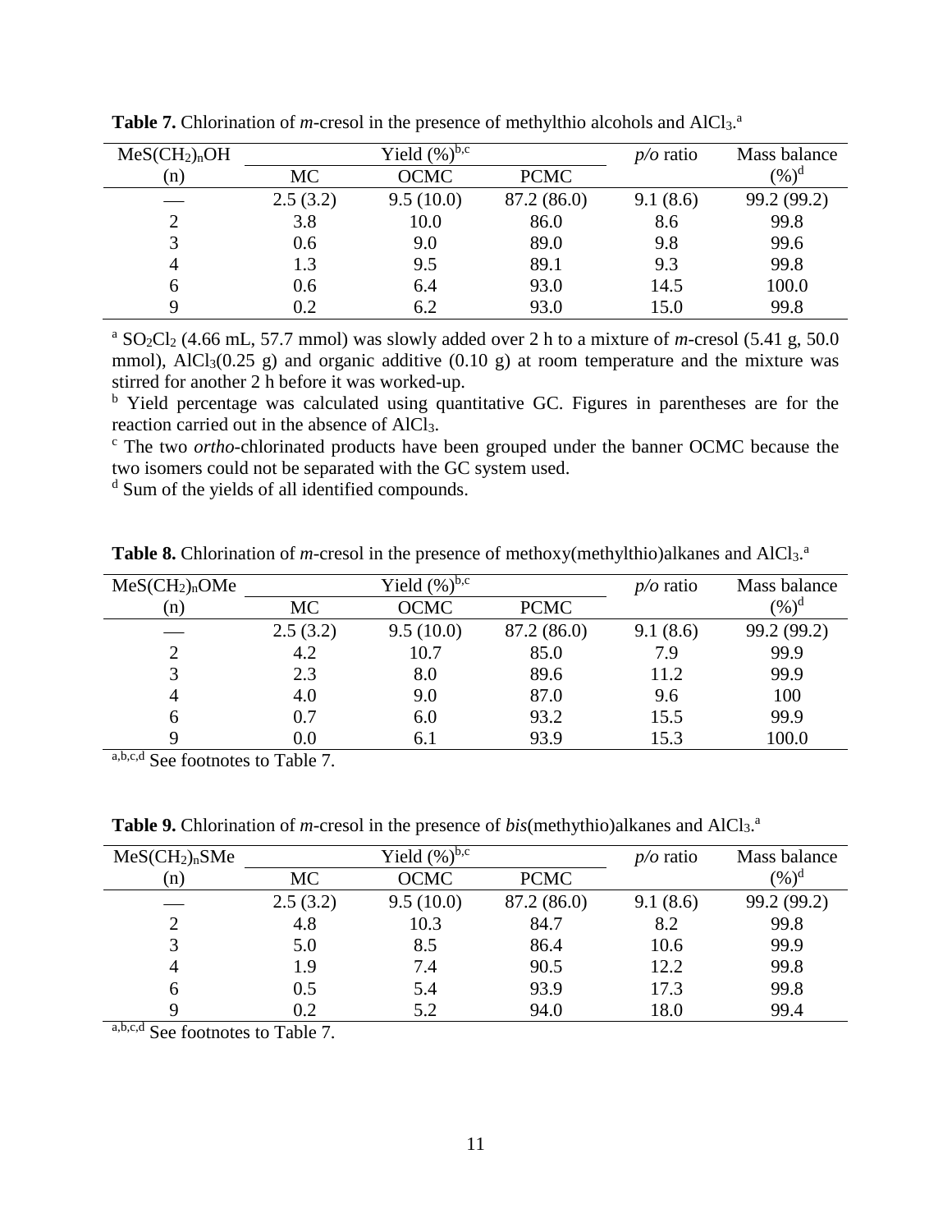**Table 7.** Chlorination of *m*-cresol in the presence of methylthio alcohols and $AlCl_3$.[a]

| $MeS(CH_2)_nOH$ (n) | Yield (%)[b,c] MC | OCMC | PCMC | *p/o* ratio | Mass balance (%)[d] |
|---|---|---|---|---|---|
| — | 2.5 (3.2) | 9.5 (10.0) | 87.2 (86.0) | 9.1 (8.6) | 99.2 (99.2) |
| 2 | 3.8 | 10.0 | 86.0 | 8.6 | 99.8 |
| 3 | 0.6 | 9.0 | 89.0 | 9.8 | 99.6 |
| 4 | 1.3 | 9.5 | 89.1 | 9.3 | 99.8 |
| 6 | 0.6 | 6.4 | 93.0 | 14.5 | 100.0 |
| 9 | 0.2 | 6.2 | 93.0 | 15.0 | 99.8 |

[a] $SO_2Cl_2$ (4.66 mL, 57.7 mmol) was slowly added over 2 h to a mixture of *m*-cresol (5.41 g, 50.0 mmol), $AlCl_3$(0.25 g) and organic additive (0.10 g) at room temperature and the mixture was stirred for another 2 h before it was worked-up.

[b] Yield percentage was calculated using quantitative GC. Figures in parentheses are for the reaction carried out in the absence of $AlCl_3$.

[c] The two *ortho*-chlorinated products have been grouped under the banner OCMC because the two isomers could not be separated with the GC system used.

[d] Sum of the yields of all identified compounds.

**Table 8.** Chlorination of *m*-cresol in the presence of methoxy(methylthio)alkanes and $AlCl_3$.[a]

| $MeS(CH_2)_nOMe$ (n) | Yield (%)[b,c] MC | OCMC | PCMC | *p/o* ratio | Mass balance (%)[d] |
|---|---|---|---|---|---|
| — | 2.5 (3.2) | 9.5 (10.0) | 87.2 (86.0) | 9.1 (8.6) | 99.2 (99.2) |
| 2 | 4.2 | 10.7 | 85.0 | 7.9 | 99.9 |
| 3 | 2.3 | 8.0 | 89.6 | 11.2 | 99.9 |
| 4 | 4.0 | 9.0 | 87.0 | 9.6 | 100 |
| 6 | 0.7 | 6.0 | 93.2 | 15.5 | 99.9 |
| 9 | 0.0 | 6.1 | 93.9 | 15.3 | 100.0 |

[a,b,c,d] See footnotes to Table 7.

**Table 9.** Chlorination of *m*-cresol in the presence of *bis*(methythio)alkanes and $AlCl_3$.[a]

| $MeS(CH_2)_nSMe$ (n) | Yield (%)[b,c] MC | OCMC | PCMC | *p/o* ratio | Mass balance (%)[d] |
|---|---|---|---|---|---|
| — | 2.5 (3.2) | 9.5 (10.0) | 87.2 (86.0) | 9.1 (8.6) | 99.2 (99.2) |
| 2 | 4.8 | 10.3 | 84.7 | 8.2 | 99.8 |
| 3 | 5.0 | 8.5 | 86.4 | 10.6 | 99.9 |
| 4 | 1.9 | 7.4 | 90.5 | 12.2 | 99.8 |
| 6 | 0.5 | 5.4 | 93.9 | 17.3 | 99.8 |
| 9 | 0.2 | 5.2 | 94.0 | 18.0 | 99.4 |

[a,b,c,d] See footnotes to Table 7.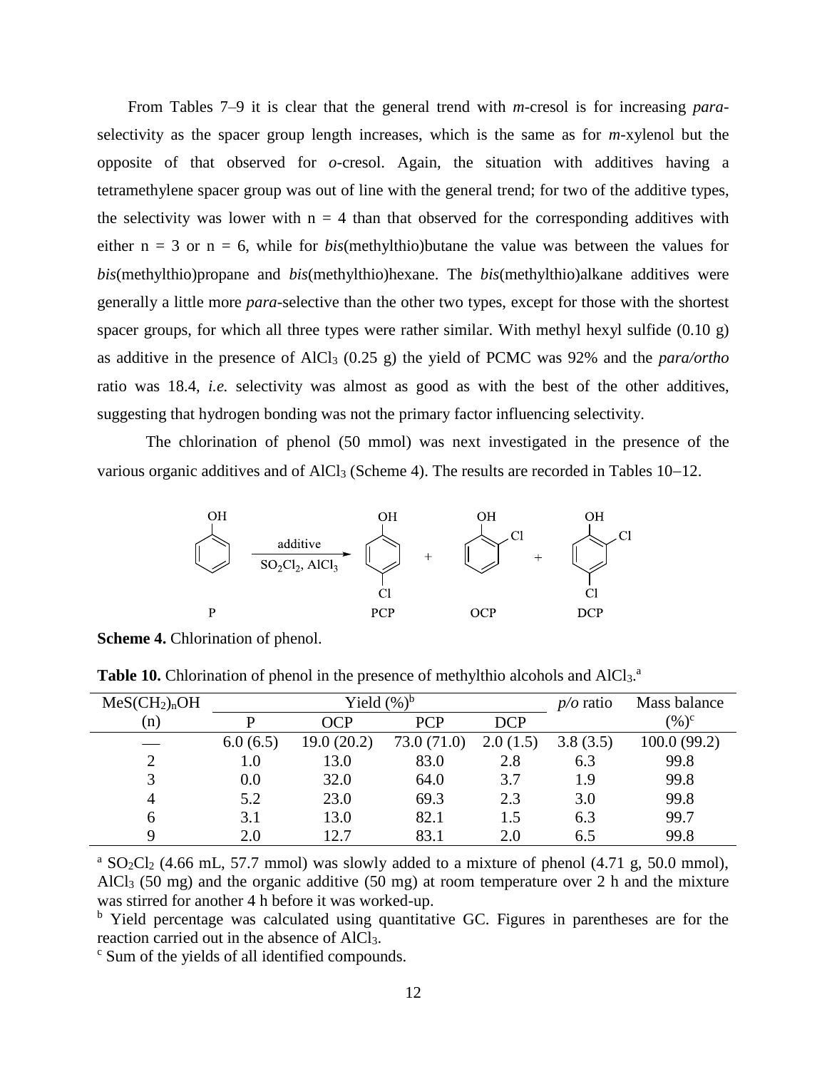From Tables 7–9 it is clear that the general trend with *m*-cresol is for increasing *para*-selectivity as the spacer group length increases, which is the same as for *m*-xylenol but the opposite of that observed for *o*-cresol. Again, the situation with additives having a tetramethylene spacer group was out of line with the general trend; for two of the additive types, the selectivity was lower with n = 4 than that observed for the corresponding additives with either n = 3 or n = 6, while for *bis*(methylthio)butane the value was between the values for *bis*(methylthio)propane and *bis*(methylthio)hexane. The *bis*(methylthio)alkane additives were generally a little more *para*-selective than the other two types, except for those with the shortest spacer groups, for which all three types were rather similar. With methyl hexyl sulfide (0.10 g) as additive in the presence of $AlCl_3$ (0.25 g) the yield of PCMC was 92% and the *para/ortho* ratio was 18.4, *i.e.* selectivity was almost as good as with the best of the other additives, suggesting that hydrogen bonding was not the primary factor influencing selectivity.

The chlorination of phenol (50 mmol) was next investigated in the presence of the various organic additives and of $AlCl_3$ (Scheme 4). The results are recorded in Tables 10–12.

**Scheme 4.** Chlorination of phenol.

**Table 10.** Chlorination of phenol in the presence of methylthio alcohols and $AlCl_3$.[a]

| $MeS(CH_2)_nOH$ | Yield (%)[b] | | | | *p/o* ratio | Mass balance |
|---|---|---|---|---|---|---|
| (n) | P | OCP | PCP | DCP | | (%)[c] |
| — | 6.0 (6.5) | 19.0 (20.2) | 73.0 (71.0) | 2.0 (1.5) | 3.8 (3.5) | 100.0 (99.2) |
| 2 | 1.0 | 13.0 | 83.0 | 2.8 | 6.3 | 99.8 |
| 3 | 0.0 | 32.0 | 64.0 | 3.7 | 1.9 | 99.8 |
| 4 | 5.2 | 23.0 | 69.3 | 2.3 | 3.0 | 99.8 |
| 6 | 3.1 | 13.0 | 82.1 | 1.5 | 6.3 | 99.7 |
| 9 | 2.0 | 12.7 | 83.1 | 2.0 | 6.5 | 99.8 |

[a] $SO_2Cl_2$ (4.66 mL, 57.7 mmol) was slowly added to a mixture of phenol (4.71 g, 50.0 mmol), $AlCl_3$ (50 mg) and the organic additive (50 mg) at room temperature over 2 h and the mixture was stirred for another 4 h before it was worked-up.

[b] Yield percentage was calculated using quantitative GC. Figures in parentheses are for the reaction carried out in the absence of $AlCl_3$.

[c] Sum of the yields of all identified compounds.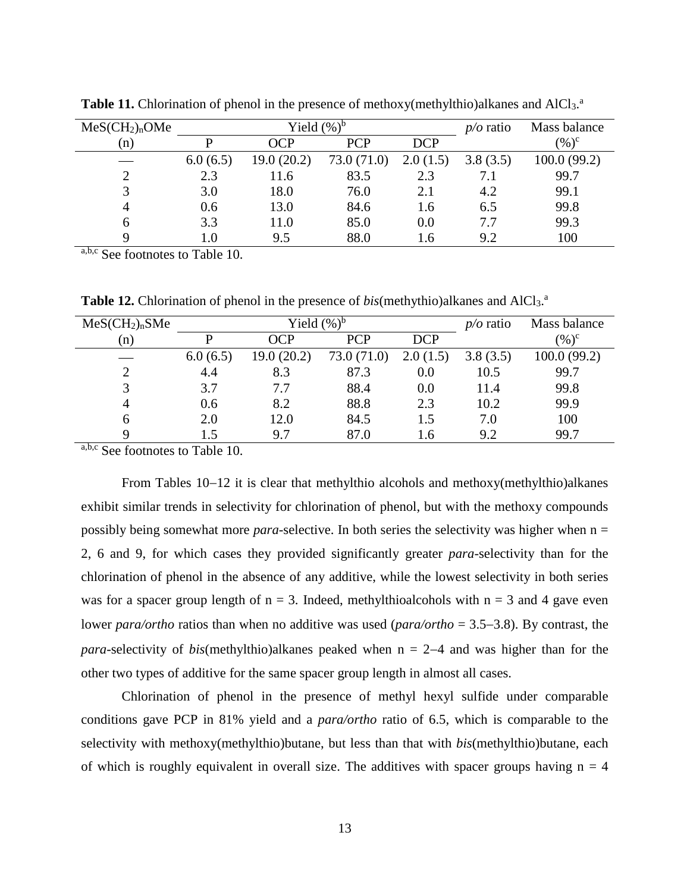**Table 11.** Chlorination of phenol in the presence of methoxy(methylthio)alkanes and $AlCl_3$.[a]

| $MeS(CH_2)_nOMe$ | Yield (%)[b] | | | | *p/o* ratio | Mass balance |
|---|---|---|---|---|---|---|
| (n) | P | OCP | PCP | DCP | | (%)[c] |
| — | 6.0 (6.5) | 19.0 (20.2) | 73.0 (71.0) | 2.0 (1.5) | 3.8 (3.5) | 100.0 (99.2) |
| 2 | 2.3 | 11.6 | 83.5 | 2.3 | 7.1 | 99.7 |
| 3 | 3.0 | 18.0 | 76.0 | 2.1 | 4.2 | 99.1 |
| 4 | 0.6 | 13.0 | 84.6 | 1.6 | 6.5 | 99.8 |
| 6 | 3.3 | 11.0 | 85.0 | 0.0 | 7.7 | 99.3 |
| 9 | 1.0 | 9.5 | 88.0 | 1.6 | 9.2 | 100 |

[a,b,c] See footnotes to Table 10.

**Table 12.** Chlorination of phenol in the presence of *bis*(methythio)alkanes and $AlCl_3$.[a]

| $MeS(CH_2)_nSMe$ | Yield (%)[b] | | | | *p/o* ratio | Mass balance |
|---|---|---|---|---|---|---|
| (n) | P | OCP | PCP | DCP | | (%)[c] |
| — | 6.0 (6.5) | 19.0 (20.2) | 73.0 (71.0) | 2.0 (1.5) | 3.8 (3.5) | 100.0 (99.2) |
| 2 | 4.4 | 8.3 | 87.3 | 0.0 | 10.5 | 99.7 |
| 3 | 3.7 | 7.7 | 88.4 | 0.0 | 11.4 | 99.8 |
| 4 | 0.6 | 8.2 | 88.8 | 2.3 | 10.2 | 99.9 |
| 6 | 2.0 | 12.0 | 84.5 | 1.5 | 7.0 | 100 |
| 9 | 1.5 | 9.7 | 87.0 | 1.6 | 9.2 | 99.7 |

[a,b,c] See footnotes to Table 10.

From Tables 10–12 it is clear that methylthio alcohols and methoxy(methylthio)alkanes exhibit similar trends in selectivity for chlorination of phenol, but with the methoxy compounds possibly being somewhat more *para*-selective. In both series the selectivity was higher when n = 2, 6 and 9, for which cases they provided significantly greater *para*-selectivity than for the chlorination of phenol in the absence of any additive, while the lowest selectivity in both series was for a spacer group length of n = 3. Indeed, methylthioalcohols with n = 3 and 4 gave even lower *para/ortho* ratios than when no additive was used (*para/ortho* = 3.5–3.8). By contrast, the *para*-selectivity of *bis*(methylthio)alkanes peaked when n = 2–4 and was higher than for the other two types of additive for the same spacer group length in almost all cases.

Chlorination of phenol in the presence of methyl hexyl sulfide under comparable conditions gave PCP in 81% yield and a *para/ortho* ratio of 6.5, which is comparable to the selectivity with methoxy(methylthio)butane, but less than that with *bis*(methylthio)butane, each of which is roughly equivalent in overall size. The additives with spacer groups having n = 4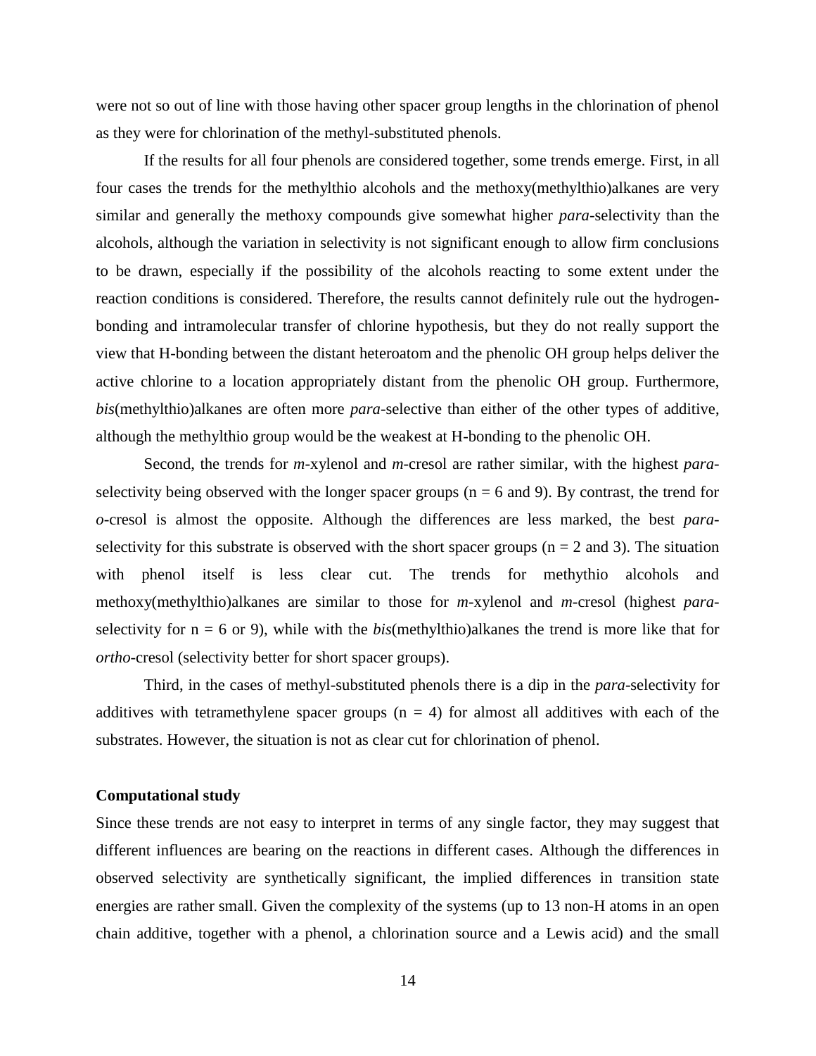were not so out of line with those having other spacer group lengths in the chlorination of phenol as they were for chlorination of the methyl-substituted phenols.

If the results for all four phenols are considered together, some trends emerge. First, in all four cases the trends for the methylthio alcohols and the methoxy(methylthio)alkanes are very similar and generally the methoxy compounds give somewhat higher *para*-selectivity than the alcohols, although the variation in selectivity is not significant enough to allow firm conclusions to be drawn, especially if the possibility of the alcohols reacting to some extent under the reaction conditions is considered. Therefore, the results cannot definitely rule out the hydrogen-bonding and intramolecular transfer of chlorine hypothesis, but they do not really support the view that H-bonding between the distant heteroatom and the phenolic OH group helps deliver the active chlorine to a location appropriately distant from the phenolic OH group. Furthermore, *bis*(methylthio)alkanes are often more *para*-selective than either of the other types of additive, although the methylthio group would be the weakest at H-bonding to the phenolic OH.

Second, the trends for *m*-xylenol and *m*-cresol are rather similar, with the highest *para*-selectivity being observed with the longer spacer groups (n = 6 and 9). By contrast, the trend for *o*-cresol is almost the opposite. Although the differences are less marked, the best *para*-selectivity for this substrate is observed with the short spacer groups (n = 2 and 3). The situation with phenol itself is less clear cut. The trends for methythio alcohols and methoxy(methylthio)alkanes are similar to those for *m*-xylenol and *m*-cresol (highest *para*-selectivity for n = 6 or 9), while with the *bis*(methylthio)alkanes the trend is more like that for *ortho*-cresol (selectivity better for short spacer groups).

Third, in the cases of methyl-substituted phenols there is a dip in the *para*-selectivity for additives with tetramethylene spacer groups (n = 4) for almost all additives with each of the substrates. However, the situation is not as clear cut for chlorination of phenol.

**Computational study**

Since these trends are not easy to interpret in terms of any single factor, they may suggest that different influences are bearing on the reactions in different cases. Although the differences in observed selectivity are synthetically significant, the implied differences in transition state energies are rather small. Given the complexity of the systems (up to 13 non-H atoms in an open chain additive, together with a phenol, a chlorination source and a Lewis acid) and the small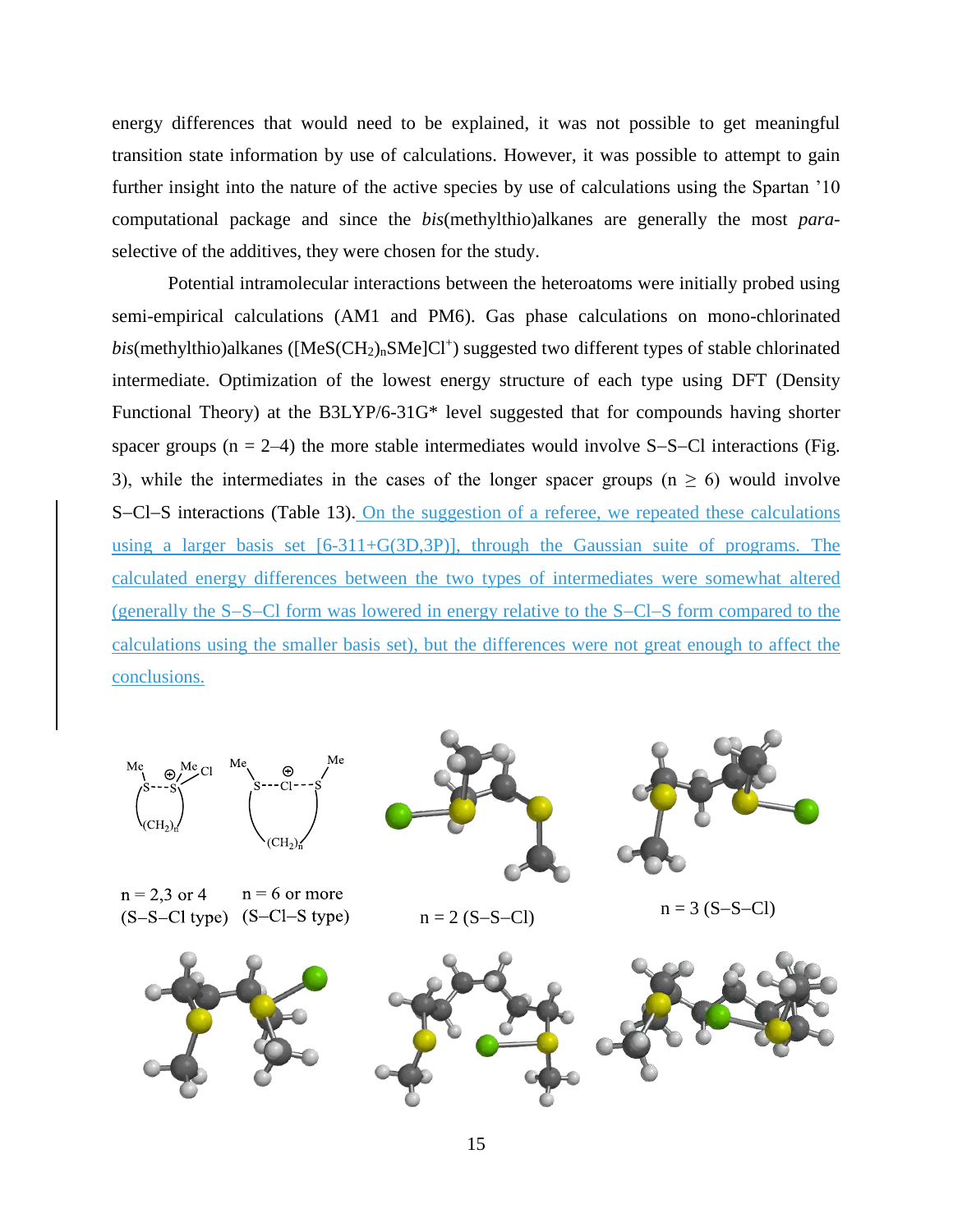energy differences that would need to be explained, it was not possible to get meaningful transition state information by use of calculations. However, it was possible to attempt to gain further insight into the nature of the active species by use of calculations using the Spartan ’10 computational package and since the *bis*(methylthio)alkanes are generally the most *para*-selective of the additives, they were chosen for the study.

Potential intramolecular interactions between the heteroatoms were initially probed using semi-empirical calculations (AM1 and PM6). Gas phase calculations on mono-chlorinated *bis*(methylthio)alkanes ($[MeS(CH_2)_nSMe]Cl^+$) suggested two different types of stable chlorinated intermediate. Optimization of the lowest energy structure of each type using DFT (Density Functional Theory) at the B3LYP/6-31G* level suggested that for compounds having shorter spacer groups (n = 2–4) the more stable intermediates would involve S–S–Cl interactions (Fig. 3), while the intermediates in the cases of the longer spacer groups (n ≥ 6) would involve S–Cl–S interactions (Table 13). On the suggestion of a referee, we repeated these calculations using a larger basis set [6-311+G(3D,3P)], through the Gaussian suite of programs. The calculated energy differences between the two types of intermediates were somewhat altered (generally the S–S–Cl form was lowered in energy relative to the S–Cl–S form compared to the calculations using the smaller basis set), but the differences were not great enough to affect the conclusions.

n = 2,3 or 4 (S–S–Cl type)

n = 6 or more (S–Cl–S type)

n = 2 (S–S–Cl)

n = 3 (S–S–Cl)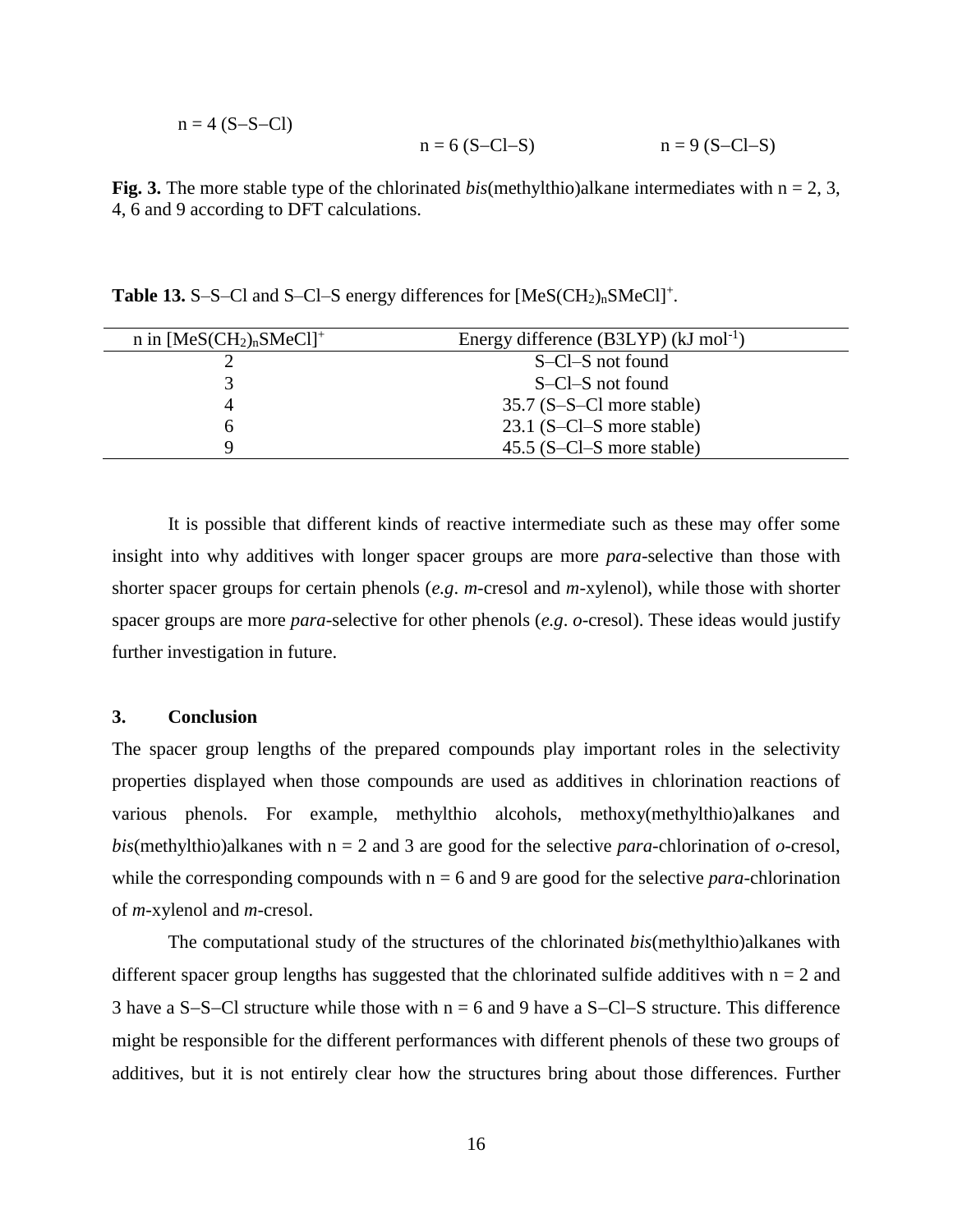n = 4 (S–S–Cl)

n = 6 (S–Cl–S)

n = 9 (S–Cl–S)

**Fig. 3.** The more stable type of the chlorinated *bis*(methylthio)alkane intermediates with n = 2, 3, 4, 6 and 9 according to DFT calculations.

**Table 13.** S–S–Cl and S–Cl–S energy differences for $[MeS(CH_2)_nSMeCl]^+$.

| n in $[MeS(CH_2)_nSMeCl]^+$ | Energy difference (B3LYP) (kJ $mol^{-1}$) |
|---|---|
| 2 | S–Cl–S not found |
| 3 | S–Cl–S not found |
| 4 | 35.7 (S–S–Cl more stable) |
| 6 | 23.1 (S–Cl–S more stable) |
| 9 | 45.5 (S–Cl–S more stable) |

It is possible that different kinds of reactive intermediate such as these may offer some insight into why additives with longer spacer groups are more *para*-selective than those with shorter spacer groups for certain phenols (*e.g*. *m*-cresol and *m*-xylenol), while those with shorter spacer groups are more *para*-selective for other phenols (*e.g*. *o*-cresol). These ideas would justify further investigation in future.

## 3. Conclusion

The spacer group lengths of the prepared compounds play important roles in the selectivity properties displayed when those compounds are used as additives in chlorination reactions of various phenols. For example, methylthio alcohols, methoxy(methylthio)alkanes and *bis*(methylthio)alkanes with n = 2 and 3 are good for the selective *para*-chlorination of *o*-cresol, while the corresponding compounds with n = 6 and 9 are good for the selective *para*-chlorination of *m*-xylenol and *m*-cresol.

The computational study of the structures of the chlorinated *bis*(methylthio)alkanes with different spacer group lengths has suggested that the chlorinated sulfide additives with n = 2 and 3 have a S–S–Cl structure while those with n = 6 and 9 have a S–Cl–S structure. This difference might be responsible for the different performances with different phenols of these two groups of additives, but it is not entirely clear how the structures bring about those differences. Further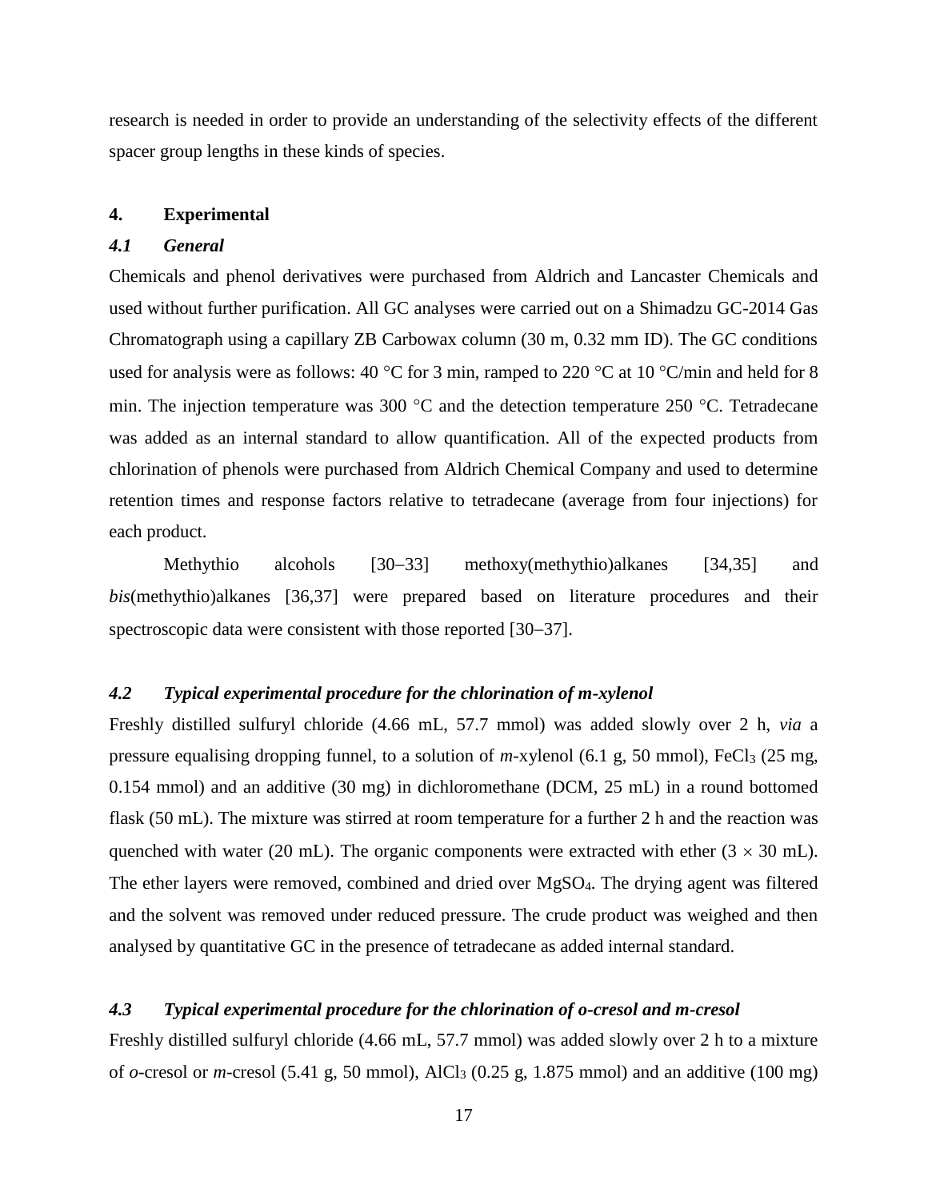research is needed in order to provide an understanding of the selectivity effects of the different spacer group lengths in these kinds of species.

## 4. Experimental

### *4.1 General*

Chemicals and phenol derivatives were purchased from Aldrich and Lancaster Chemicals and used without further purification. All GC analyses were carried out on a Shimadzu GC-2014 Gas Chromatograph using a capillary ZB Carbowax column (30 m, 0.32 mm ID). The GC conditions used for analysis were as follows: 40 °C for 3 min, ramped to 220 °C at 10 °C/min and held for 8 min. The injection temperature was 300 °C and the detection temperature 250 °C. Tetradecane was added as an internal standard to allow quantification. All of the expected products from chlorination of phenols were purchased from Aldrich Chemical Company and used to determine retention times and response factors relative to tetradecane (average from four injections) for each product.

Methythio alcohols [30–33] methoxy(methythio)alkanes [34,35] and *bis*(methythio)alkanes [36,37] were prepared based on literature procedures and their spectroscopic data were consistent with those reported [30–37].

### *4.2 Typical experimental procedure for the chlorination of m-xylenol*

Freshly distilled sulfuryl chloride (4.66 mL, 57.7 mmol) was added slowly over 2 h, *via* a pressure equalising dropping funnel, to a solution of *m*-xylenol (6.1 g, 50 mmol), $FeCl_3$ (25 mg, 0.154 mmol) and an additive (30 mg) in dichloromethane (DCM, 25 mL) in a round bottomed flask (50 mL). The mixture was stirred at room temperature for a further 2 h and the reaction was quenched with water (20 mL). The organic components were extracted with ether ($3 \times 30$ mL). The ether layers were removed, combined and dried over $MgSO_4$. The drying agent was filtered and the solvent was removed under reduced pressure. The crude product was weighed and then analysed by quantitative GC in the presence of tetradecane as added internal standard.

### *4.3 Typical experimental procedure for the chlorination of o-cresol and m-cresol*

Freshly distilled sulfuryl chloride (4.66 mL, 57.7 mmol) was added slowly over 2 h to a mixture of *o*-cresol or *m*-cresol (5.41 g, 50 mmol), $AlCl_3$ (0.25 g, 1.875 mmol) and an additive (100 mg)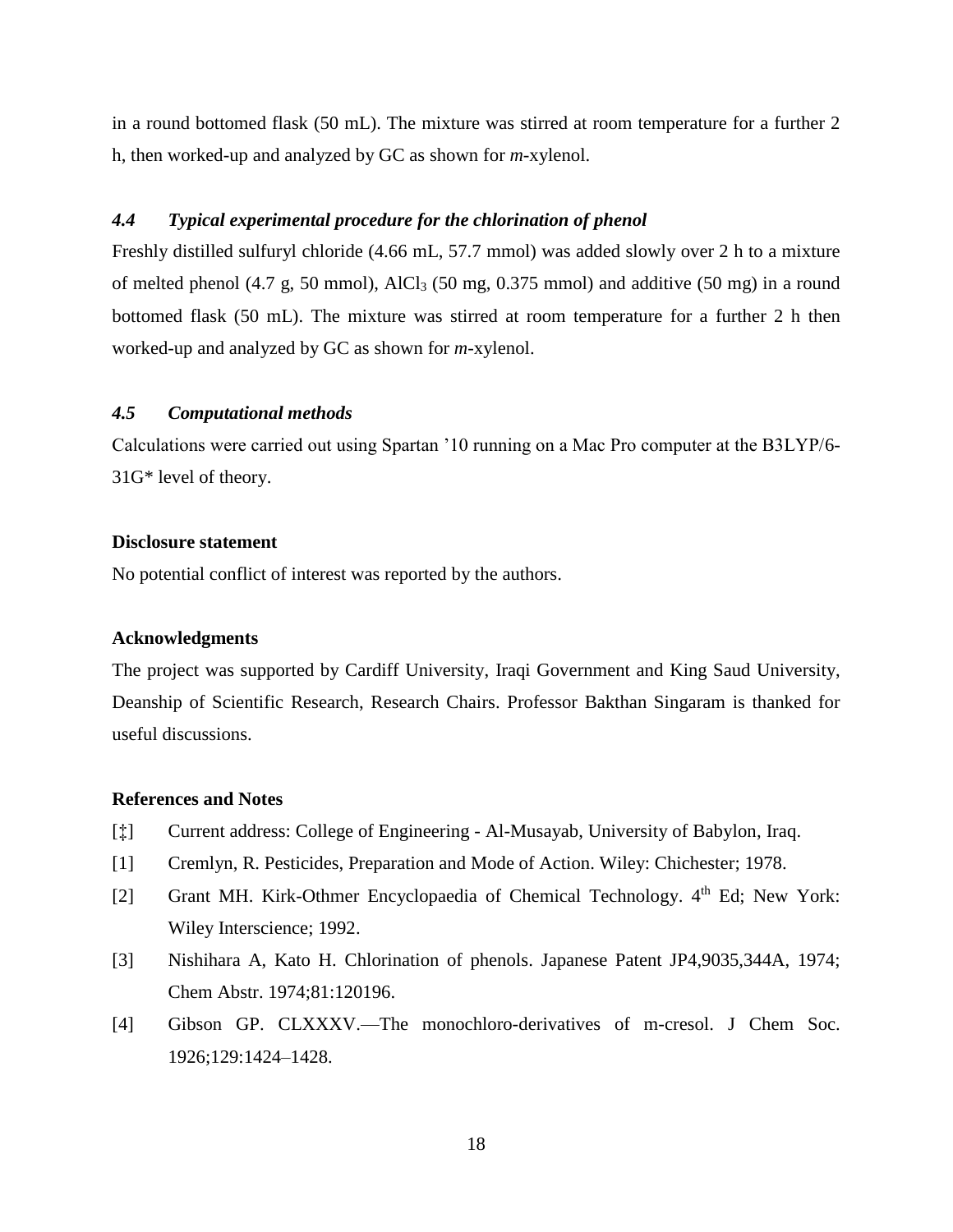in a round bottomed flask (50 mL). The mixture was stirred at room temperature for a further 2 h, then worked-up and analyzed by GC as shown for *m*-xylenol.

### *4.4 Typical experimental procedure for the chlorination of phenol*

Freshly distilled sulfuryl chloride (4.66 mL, 57.7 mmol) was added slowly over 2 h to a mixture of melted phenol (4.7 g, 50 mmol), $AlCl_3$ (50 mg, 0.375 mmol) and additive (50 mg) in a round bottomed flask (50 mL). The mixture was stirred at room temperature for a further 2 h then worked-up and analyzed by GC as shown for *m*-xylenol.

### *4.5 Computational methods*

Calculations were carried out using Spartan ’10 running on a Mac Pro computer at the B3LYP/6-31G* level of theory.

**Disclosure statement**

No potential conflict of interest was reported by the authors.

**Acknowledgments**

The project was supported by Cardiff University, Iraqi Government and King Saud University, Deanship of Scientific Research, Research Chairs. Professor Bakthan Singaram is thanked for useful discussions.

**References and Notes**

- [‡] Current address: College of Engineering - Al-Musayab, University of Babylon, Iraq.
- [1] Cremlyn, R. Pesticides, Preparation and Mode of Action. Wiley: Chichester; 1978.
- [2] Grant MH. Kirk-Othmer Encyclopaedia of Chemical Technology. 4th Ed; New York: Wiley Interscience; 1992.
- [3] Nishihara A, Kato H. Chlorination of phenols. Japanese Patent JP4,9035,344A, 1974; Chem Abstr. 1974;81:120196.
- [4] Gibson GP. CLXXXV.—The monochloro-derivatives of m-cresol. J Chem Soc. 1926;129:1424–1428.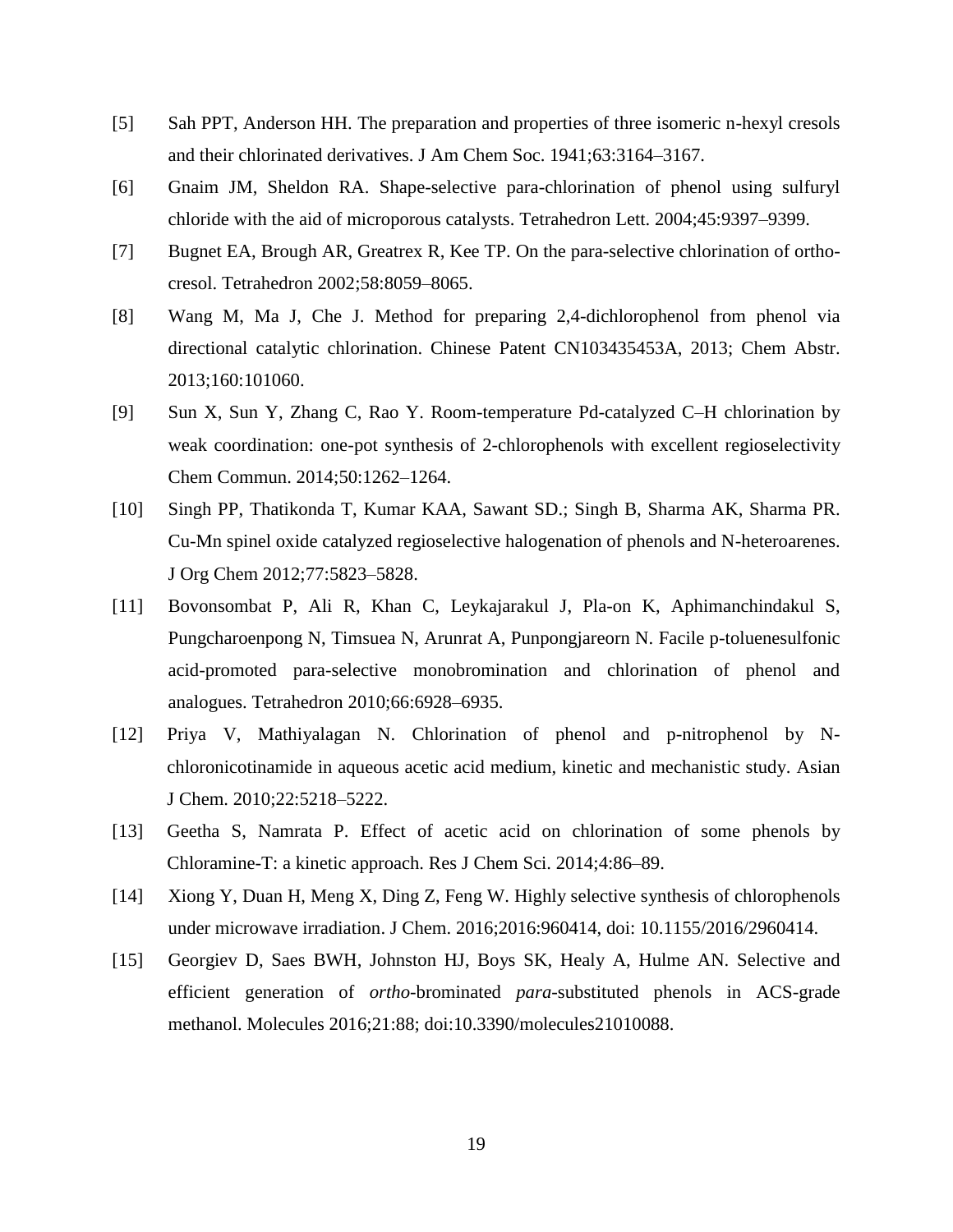[5] Sah PPT, Anderson HH. The preparation and properties of three isomeric n-hexyl cresols and their chlorinated derivatives. J Am Chem Soc. 1941;63:3164–3167.

[6] Gnaim JM, Sheldon RA. Shape-selective para-chlorination of phenol using sulfuryl chloride with the aid of microporous catalysts. Tetrahedron Lett. 2004;45:9397–9399.

[7] Bugnet EA, Brough AR, Greatrex R, Kee TP. On the para-selective chlorination of ortho-cresol. Tetrahedron 2002;58:8059–8065.

[8] Wang M, Ma J, Che J. Method for preparing 2,4-dichlorophenol from phenol via directional catalytic chlorination. Chinese Patent CN103435453A, 2013; Chem Abstr. 2013;160:101060.

[9] Sun X, Sun Y, Zhang C, Rao Y. Room-temperature Pd-catalyzed C–H chlorination by weak coordination: one-pot synthesis of 2-chlorophenols with excellent regioselectivity Chem Commun. 2014;50:1262–1264.

[10] Singh PP, Thatikonda T, Kumar KAA, Sawant SD.; Singh B, Sharma AK, Sharma PR. Cu-Mn spinel oxide catalyzed regioselective halogenation of phenols and N-heteroarenes. J Org Chem 2012;77:5823–5828.

[11] Bovonsombat P, Ali R, Khan C, Leykajarakul J, Pla-on K, Aphimanchindakul S, Pungcharoenpong N, Timsuea N, Arunrat A, Punpongjareorn N. Facile p-toluenesulfonic acid-promoted para-selective monobromination and chlorination of phenol and analogues. Tetrahedron 2010;66:6928–6935.

[12] Priya V, Mathiyalagan N. Chlorination of phenol and p-nitrophenol by N-chloronicotinamide in aqueous acetic acid medium, kinetic and mechanistic study. Asian J Chem. 2010;22:5218–5222.

[13] Geetha S, Namrata P. Effect of acetic acid on chlorination of some phenols by Chloramine-T: a kinetic approach. Res J Chem Sci. 2014;4:86–89.

[14] Xiong Y, Duan H, Meng X, Ding Z, Feng W. Highly selective synthesis of chlorophenols under microwave irradiation. J Chem. 2016;2016:960414, doi: 10.1155/2016/2960414.

[15] Georgiev D, Saes BWH, Johnston HJ, Boys SK, Healy A, Hulme AN. Selective and efficient generation of *ortho*-brominated *para*-substituted phenols in ACS-grade methanol. Molecules 2016;21:88; doi:10.3390/molecules21010088.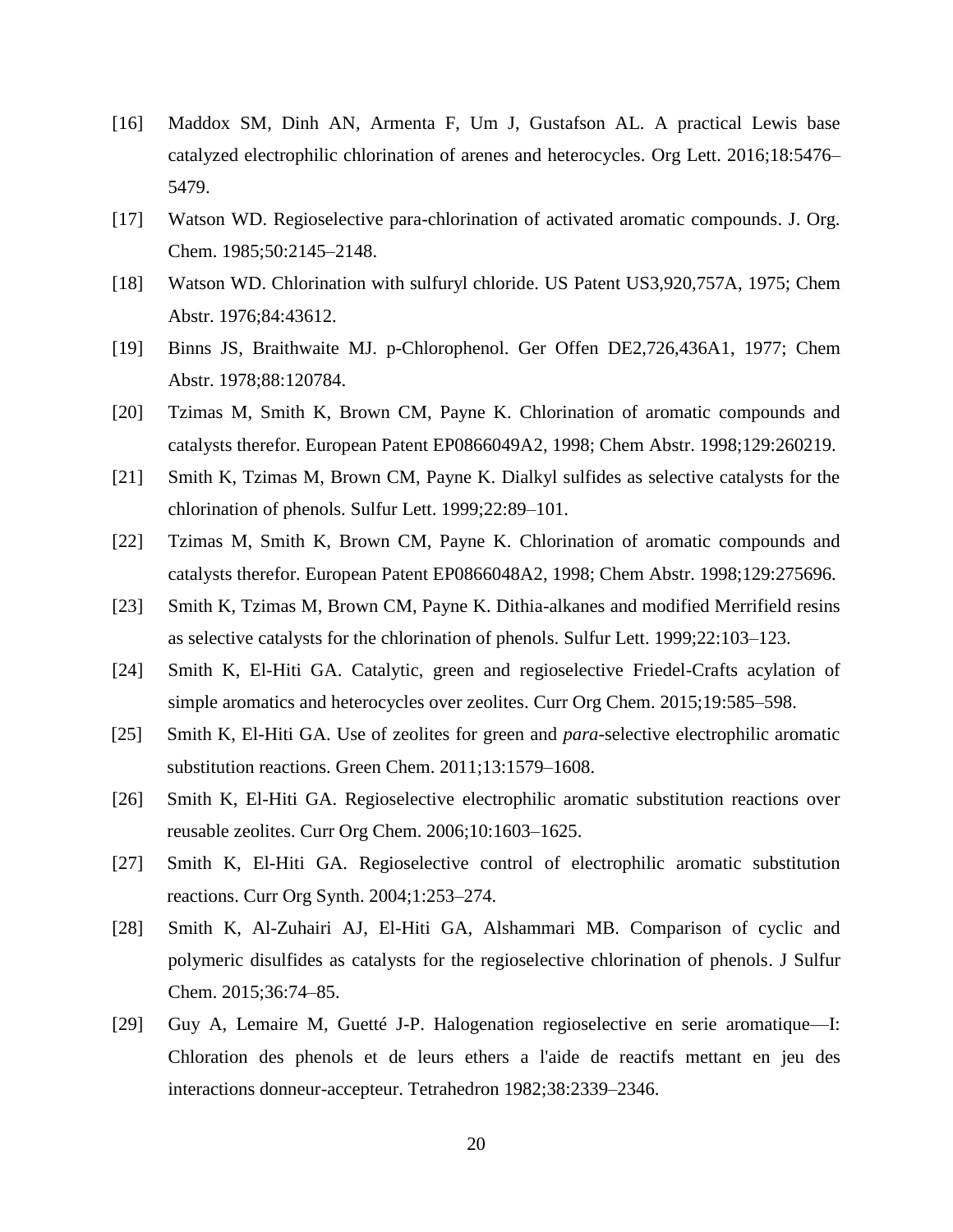[16] Maddox SM, Dinh AN, Armenta F, Um J, Gustafson AL. A practical Lewis base catalyzed electrophilic chlorination of arenes and heterocycles. Org Lett. 2016;18:5476–5479.

[17] Watson WD. Regioselective para-chlorination of activated aromatic compounds. J. Org. Chem. 1985;50:2145–2148.

[18] Watson WD. Chlorination with sulfuryl chloride. US Patent US3,920,757A, 1975; Chem Abstr. 1976;84:43612.

[19] Binns JS, Braithwaite MJ. p-Chlorophenol. Ger Offen DE2,726,436A1, 1977; Chem Abstr. 1978;88:120784.

[20] Tzimas M, Smith K, Brown CM, Payne K. Chlorination of aromatic compounds and catalysts therefor. European Patent EP0866049A2, 1998; Chem Abstr. 1998;129:260219.

[21] Smith K, Tzimas M, Brown CM, Payne K. Dialkyl sulfides as selective catalysts for the chlorination of phenols. Sulfur Lett. 1999;22:89–101.

[22] Tzimas M, Smith K, Brown CM, Payne K. Chlorination of aromatic compounds and catalysts therefor. European Patent EP0866048A2, 1998; Chem Abstr. 1998;129:275696.

[23] Smith K, Tzimas M, Brown CM, Payne K. Dithia-alkanes and modified Merrifield resins as selective catalysts for the chlorination of phenols. Sulfur Lett. 1999;22:103–123.

[24] Smith K, El-Hiti GA. Catalytic, green and regioselective Friedel-Crafts acylation of simple aromatics and heterocycles over zeolites. Curr Org Chem. 2015;19:585–598.

[25] Smith K, El-Hiti GA. Use of zeolites for green and *para*-selective electrophilic aromatic substitution reactions. Green Chem. 2011;13:1579–1608.

[26] Smith K, El-Hiti GA. Regioselective electrophilic aromatic substitution reactions over reusable zeolites. Curr Org Chem. 2006;10:1603–1625.

[27] Smith K, El-Hiti GA. Regioselective control of electrophilic aromatic substitution reactions. Curr Org Synth. 2004;1:253–274.

[28] Smith K, Al-Zuhairi AJ, El-Hiti GA, Alshammari MB. Comparison of cyclic and polymeric disulfides as catalysts for the regioselective chlorination of phenols. J Sulfur Chem. 2015;36:74–85.

[29] Guy A, Lemaire M, Guetté J-P. Halogenation regioselective en serie aromatique—I: Chloration des phenols et de leurs ethers a l'aide de reactifs mettant en jeu des interactions donneur-accepteur. Tetrahedron 1982;38:2339–2346.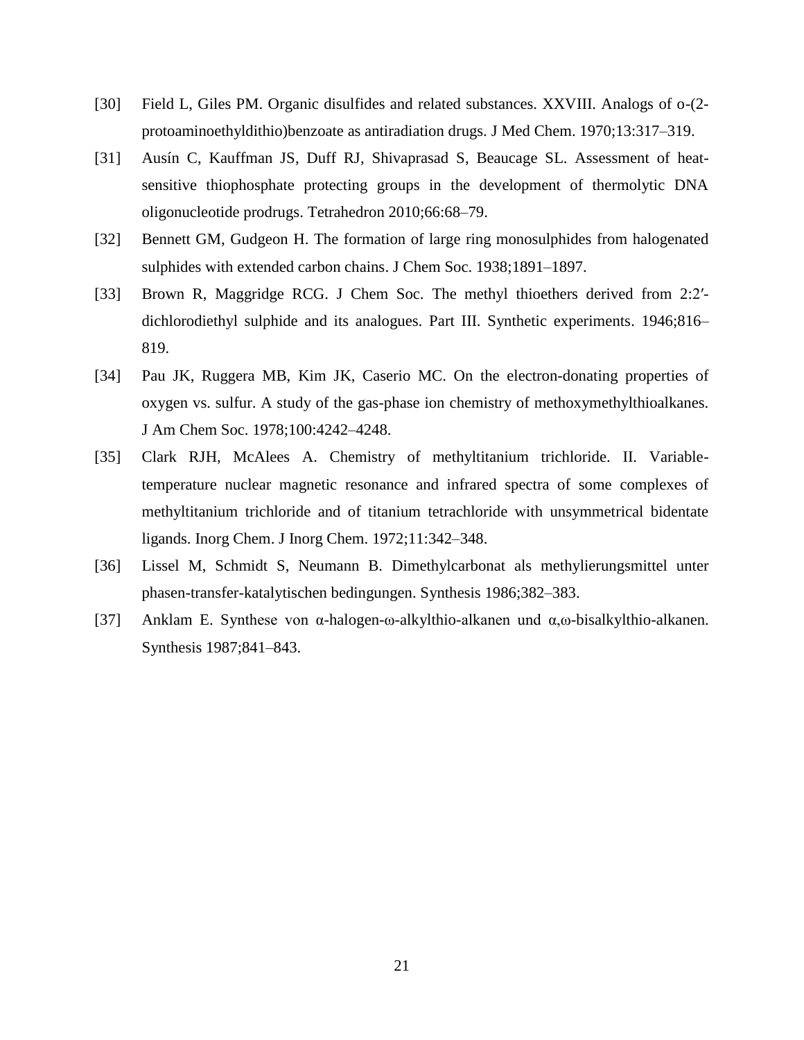[30] Field L, Giles PM. Organic disulfides and related substances. XXVIII. Analogs of o-(2-protoaminoethyldithio)benzoate as antiradiation drugs. J Med Chem. 1970;13:317–319.

[31] Ausín C, Kauffman JS, Duff RJ, Shivaprasad S, Beaucage SL. Assessment of heat-sensitive thiophosphate protecting groups in the development of thermolytic DNA oligonucleotide prodrugs. Tetrahedron 2010;66:68–79.

[32] Bennett GM, Gudgeon H. The formation of large ring monosulphides from halogenated sulphides with extended carbon chains. J Chem Soc. 1938;1891–1897.

[33] Brown R, Maggridge RCG. J Chem Soc. The methyl thioethers derived from 2:2′-dichlorodiethyl sulphide and its analogues. Part III. Synthetic experiments. 1946;816–819.

[34] Pau JK, Ruggera MB, Kim JK, Caserio MC. On the electron-donating properties of oxygen vs. sulfur. A study of the gas-phase ion chemistry of methoxymethylthioalkanes. J Am Chem Soc. 1978;100:4242–4248.

[35] Clark RJH, McAlees A. Chemistry of methyltitanium trichloride. II. Variable-temperature nuclear magnetic resonance and infrared spectra of some complexes of methyltitanium trichloride and of titanium tetrachloride with unsymmetrical bidentate ligands. Inorg Chem. J Inorg Chem. 1972;11:342–348.

[36] Lissel M, Schmidt S, Neumann B. Dimethylcarbonat als methylierungsmittel unter phasen-transfer-katalytischen bedingungen. Synthesis 1986;382–383.

[37] Anklam E. Synthese von α-halogen-ω-alkylthio-alkanen und α,ω-bisalkylthio-alkanen. Synthesis 1987;841–843.